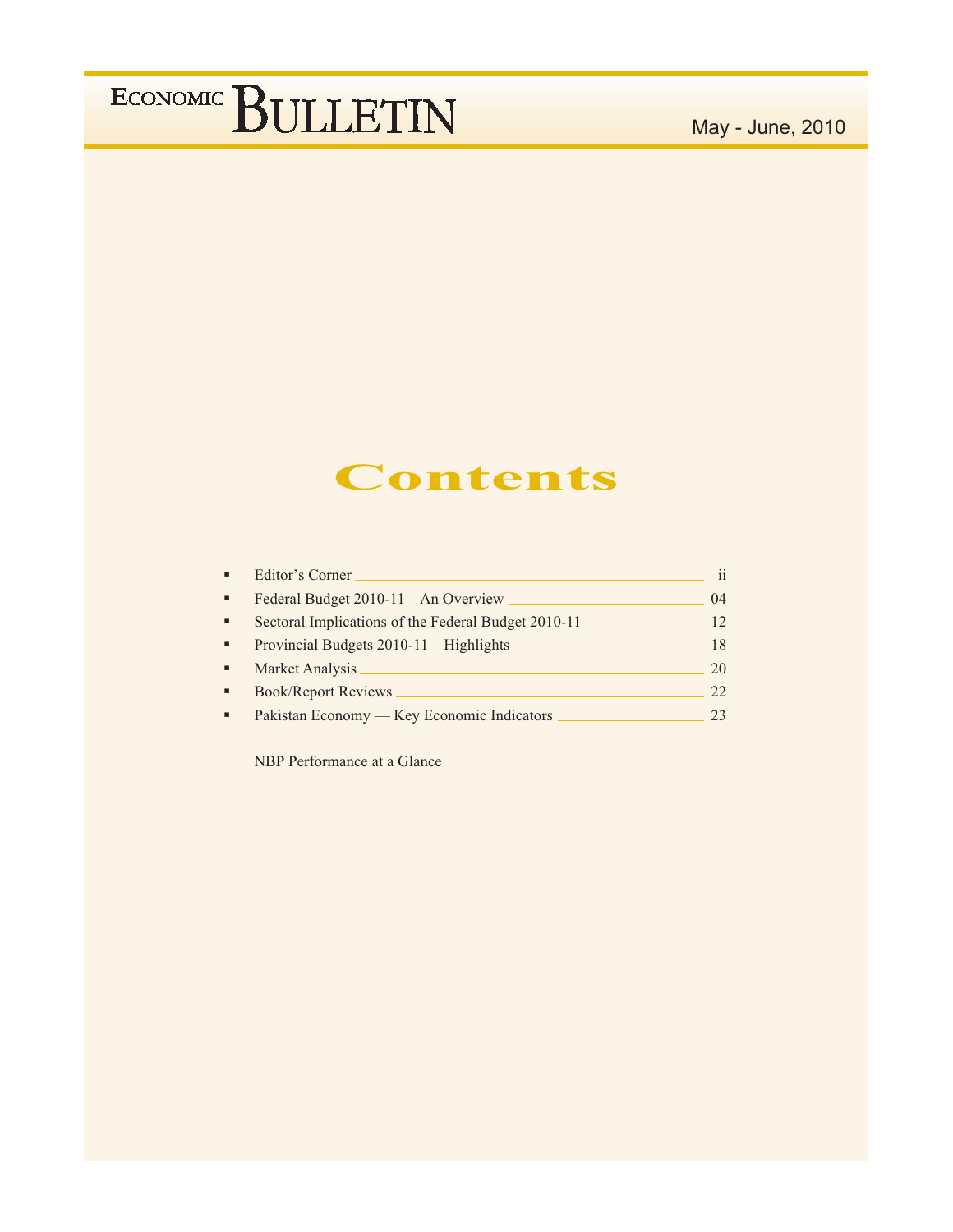# ECONOMIC BULLETIN

May - June, 2010

## Contents

- Editor's Corner ........ ii
- Federal Budget 2010-11 – An Overview ........ 04
- Sectoral Implications of the Federal Budget 2010-11 ........ 12
- Provincial Budgets 2010-11 – Highlights ........ 18
- Market Analysis ........ 20
- Book/Report Reviews ........ 22
- Pakistan Economy — Key Economic Indicators ........ 23

NBP Performance at a Glance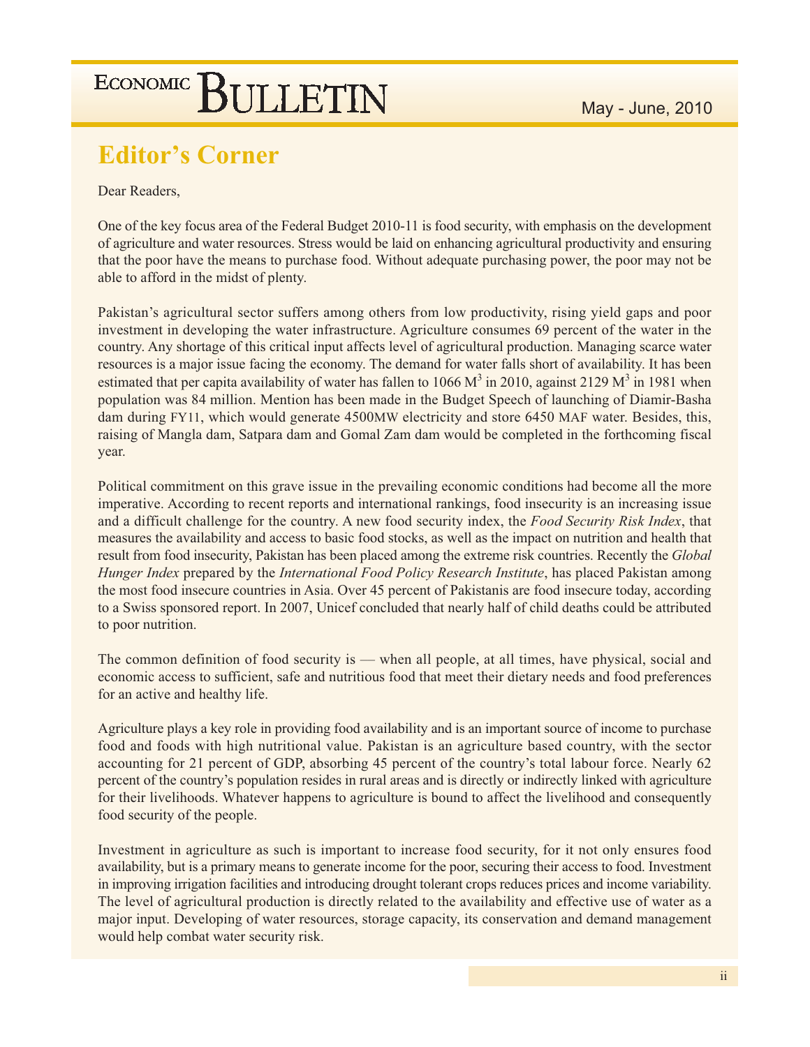## Editor's Corner

Dear Readers,

One of the key focus area of the Federal Budget 2010-11 is food security, with emphasis on the development of agriculture and water resources. Stress would be laid on enhancing agricultural productivity and ensuring that the poor have the means to purchase food. Without adequate purchasing power, the poor may not be able to afford in the midst of plenty.

Pakistan's agricultural sector suffers among others from low productivity, rising yield gaps and poor investment in developing the water infrastructure. Agriculture consumes 69 percent of the water in the country. Any shortage of this critical input affects level of agricultural production. Managing scarce water resources is a major issue facing the economy. The demand for water falls short of availability. It has been estimated that per capita availability of water has fallen to 1066 $M^3$ in 2010, against 2129 $M^3$ in 1981 when population was 84 million. Mention has been made in the Budget Speech of launching of Diamir-Basha dam during FY11, which would generate 4500MW electricity and store 6450 MAF water. Besides, this, raising of Mangla dam, Satpara dam and Gomal Zam dam would be completed in the forthcoming fiscal year.

Political commitment on this grave issue in the prevailing economic conditions had become all the more imperative. According to recent reports and international rankings, food insecurity is an increasing issue and a difficult challenge for the country. A new food security index, the *Food Security Risk Index*, that measures the availability and access to basic food stocks, as well as the impact on nutrition and health that result from food insecurity, Pakistan has been placed among the extreme risk countries. Recently the *Global Hunger Index* prepared by the *International Food Policy Research Institute*, has placed Pakistan among the most food insecure countries in Asia. Over 45 percent of Pakistanis are food insecure today, according to a Swiss sponsored report. In 2007, Unicef concluded that nearly half of child deaths could be attributed to poor nutrition.

The common definition of food security is — when all people, at all times, have physical, social and economic access to sufficient, safe and nutritious food that meet their dietary needs and food preferences for an active and healthy life.

Agriculture plays a key role in providing food availability and is an important source of income to purchase food and foods with high nutritional value. Pakistan is an agriculture based country, with the sector accounting for 21 percent of GDP, absorbing 45 percent of the country's total labour force. Nearly 62 percent of the country's population resides in rural areas and is directly or indirectly linked with agriculture for their livelihoods. Whatever happens to agriculture is bound to affect the livelihood and consequently food security of the people.

Investment in agriculture as such is important to increase food security, for it not only ensures food availability, but is a primary means to generate income for the poor, securing their access to food. Investment in improving irrigation facilities and introducing drought tolerant crops reduces prices and income variability. The level of agricultural production is directly related to the availability and effective use of water as a major input. Developing of water resources, storage capacity, its conservation and demand management would help combat water security risk.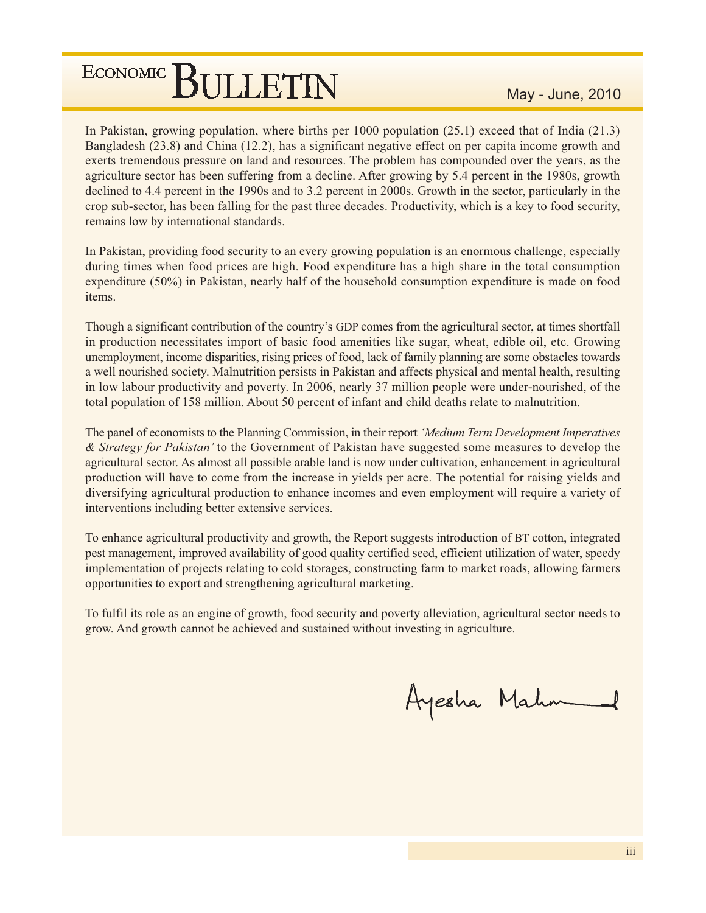In Pakistan, growing population, where births per 1000 population (25.1) exceed that of India (21.3) Bangladesh (23.8) and China (12.2), has a significant negative effect on per capita income growth and exerts tremendous pressure on land and resources. The problem has compounded over the years, as the agriculture sector has been suffering from a decline. After growing by 5.4 percent in the 1980s, growth declined to 4.4 percent in the 1990s and to 3.2 percent in 2000s. Growth in the sector, particularly in the crop sub-sector, has been falling for the past three decades. Productivity, which is a key to food security, remains low by international standards.

In Pakistan, providing food security to an every growing population is an enormous challenge, especially during times when food prices are high. Food expenditure has a high share in the total consumption expenditure (50%) in Pakistan, nearly half of the household consumption expenditure is made on food items.

Though a significant contribution of the country's GDP comes from the agricultural sector, at times shortfall in production necessitates import of basic food amenities like sugar, wheat, edible oil, etc. Growing unemployment, income disparities, rising prices of food, lack of family planning are some obstacles towards a well nourished society. Malnutrition persists in Pakistan and affects physical and mental health, resulting in low labour productivity and poverty. In 2006, nearly 37 million people were under-nourished, of the total population of 158 million. About 50 percent of infant and child deaths relate to malnutrition.

The panel of economists to the Planning Commission, in their report *'Medium Term Development Imperatives & Strategy for Pakistan'* to the Government of Pakistan have suggested some measures to develop the agricultural sector. As almost all possible arable land is now under cultivation, enhancement in agricultural production will have to come from the increase in yields per acre. The potential for raising yields and diversifying agricultural production to enhance incomes and even employment will require a variety of interventions including better extensive services.

To enhance agricultural productivity and growth, the Report suggests introduction of BT cotton, integrated pest management, improved availability of good quality certified seed, efficient utilization of water, speedy implementation of projects relating to cold storages, constructing farm to market roads, allowing farmers opportunities to export and strengthening agricultural marketing.

To fulfil its role as an engine of growth, food security and poverty alleviation, agricultural sector needs to grow. And growth cannot be achieved and sustained without investing in agriculture.

Ayesha Mahmud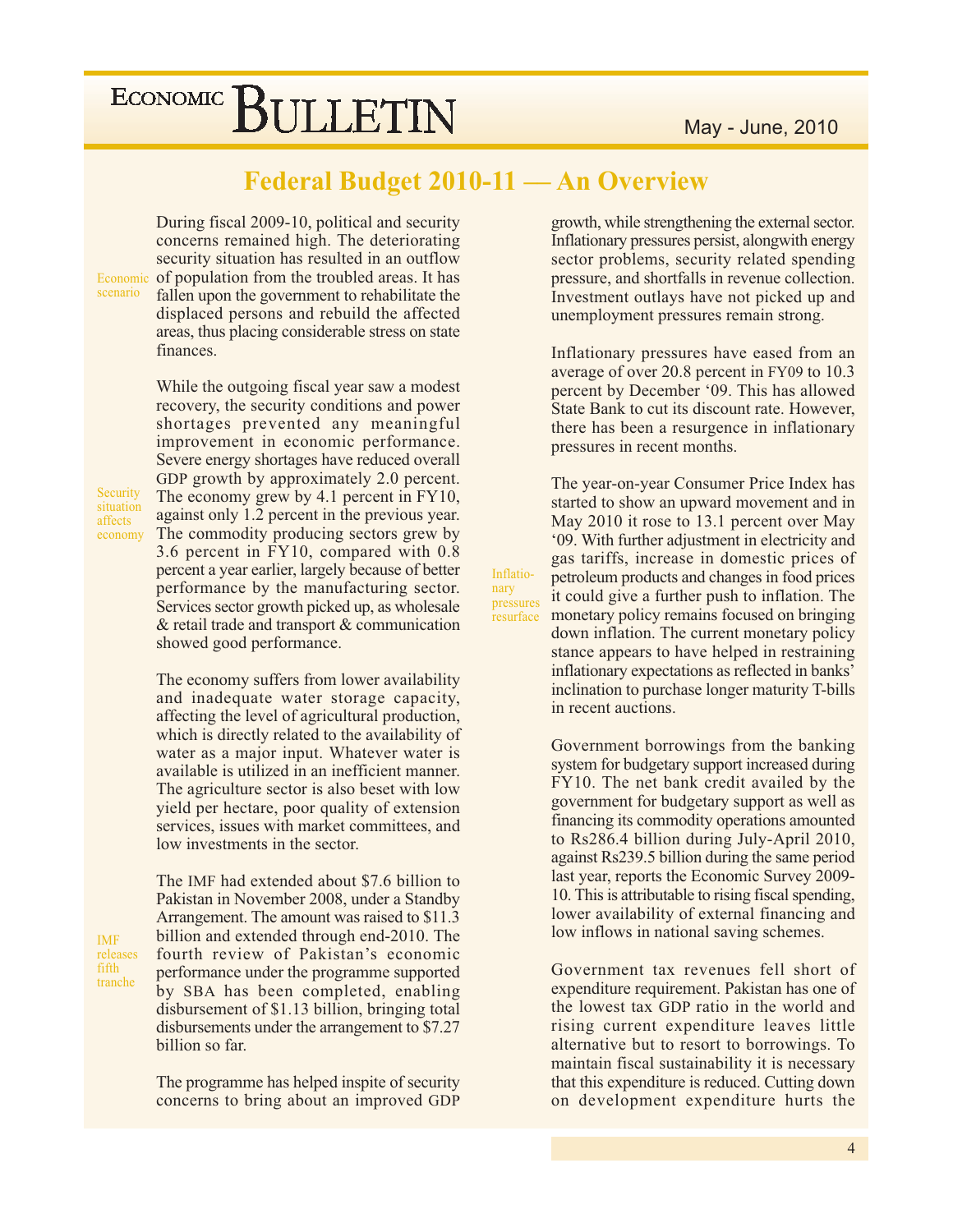# Federal Budget 2010-11 — An Overview

*Economic scenario*

During fiscal 2009-10, political and security concerns remained high. The deteriorating security situation has resulted in an outflow of population from the troubled areas. It has fallen upon the government to rehabilitate the displaced persons and rebuild the affected areas, thus placing considerable stress on state finances.

*Security situation affects economy*

While the outgoing fiscal year saw a modest recovery, the security conditions and power shortages prevented any meaningful improvement in economic performance. Severe energy shortages have reduced overall GDP growth by approximately 2.0 percent. The economy grew by 4.1 percent in FY10, against only 1.2 percent in the previous year. The commodity producing sectors grew by 3.6 percent in FY10, compared with 0.8 percent a year earlier, largely because of better performance by the manufacturing sector. Services sector growth picked up, as wholesale & retail trade and transport & communication showed good performance.

The economy suffers from lower availability and inadequate water storage capacity, affecting the level of agricultural production, which is directly related to the availability of water as a major input. Whatever water is available is utilized in an inefficient manner. The agriculture sector is also beset with low yield per hectare, poor quality of extension services, issues with market committees, and low investments in the sector.

*IMF releases fifth tranche*

The IMF had extended about $7.6 billion to Pakistan in November 2008, under a Standby Arrangement. The amount was raised to $11.3 billion and extended through end-2010. The fourth review of Pakistan's economic performance under the programme supported by SBA has been completed, enabling disbursement of $1.13 billion, bringing total disbursements under the arrangement to $7.27 billion so far.

The programme has helped inspite of security concerns to bring about an improved GDP growth, while strengthening the external sector. Inflationary pressures persist, alongwith energy sector problems, security related spending pressure, and shortfalls in revenue collection. Investment outlays have not picked up and unemployment pressures remain strong.

*Inflationary pressures resurface*

Inflationary pressures have eased from an average of over 20.8 percent in FY09 to 10.3 percent by December '09. This has allowed State Bank to cut its discount rate. However, there has been a resurgence in inflationary pressures in recent months.

The year-on-year Consumer Price Index has started to show an upward movement and in May 2010 it rose to 13.1 percent over May '09. With further adjustment in electricity and gas tariffs, increase in domestic prices of petroleum products and changes in food prices it could give a further push to inflation. The monetary policy remains focused on bringing down inflation. The current monetary policy stance appears to have helped in restraining inflationary expectations as reflected in banks' inclination to purchase longer maturity T-bills in recent auctions.

Government borrowings from the banking system for budgetary support increased during FY10. The net bank credit availed by the government for budgetary support as well as financing its commodity operations amounted to Rs286.4 billion during July-April 2010, against Rs239.5 billion during the same period last year, reports the Economic Survey 2009-10. This is attributable to rising fiscal spending, lower availability of external financing and low inflows in national saving schemes.

Government tax revenues fell short of expenditure requirement. Pakistan has one of the lowest tax GDP ratio in the world and rising current expenditure leaves little alternative but to resort to borrowings. To maintain fiscal sustainability it is necessary that this expenditure is reduced. Cutting down on development expenditure hurts the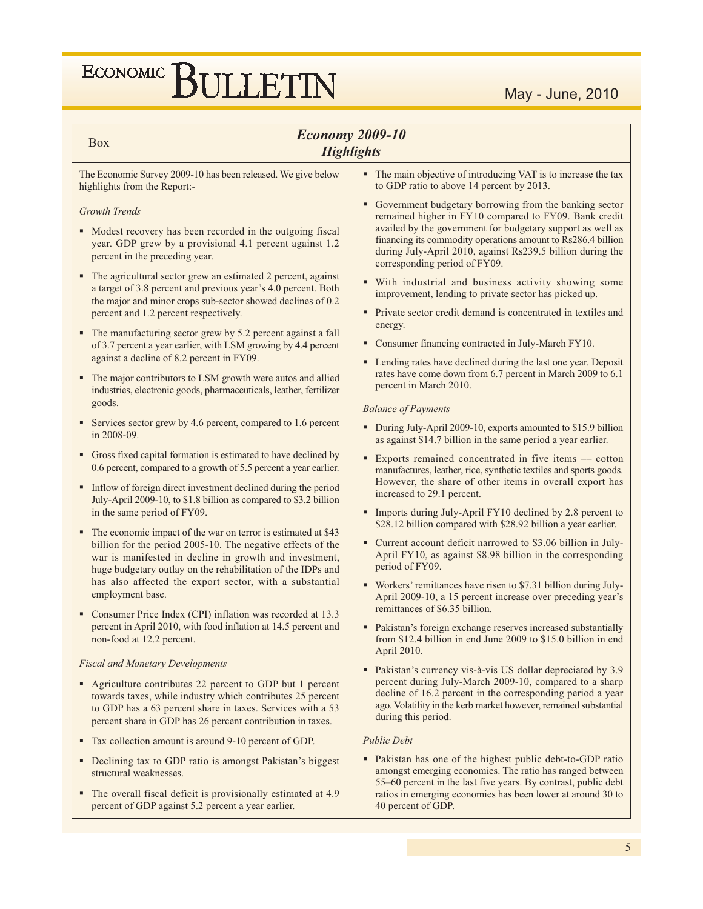Box

## *Economy 2009-10*
## *Highlights*

The Economic Survey 2009-10 has been released. We give below highlights from the Report:-

*Growth Trends*

- Modest recovery has been recorded in the outgoing fiscal year. GDP grew by a provisional 4.1 percent against 1.2 percent in the preceding year.
- The agricultural sector grew an estimated 2 percent, against a target of 3.8 percent and previous year's 4.0 percent. Both the major and minor crops sub-sector showed declines of 0.2 percent and 1.2 percent respectively.
- The manufacturing sector grew by 5.2 percent against a fall of 3.7 percent a year earlier, with LSM growing by 4.4 percent against a decline of 8.2 percent in FY09.
- The major contributors to LSM growth were autos and allied industries, electronic goods, pharmaceuticals, leather, fertilizer goods.
- Services sector grew by 4.6 percent, compared to 1.6 percent in 2008-09.
- Gross fixed capital formation is estimated to have declined by 0.6 percent, compared to a growth of 5.5 percent a year earlier.
- Inflow of foreign direct investment declined during the period July-April 2009-10, to $1.8 billion as compared to $3.2 billion in the same period of FY09.
- The economic impact of the war on terror is estimated at $43 billion for the period 2005-10. The negative effects of the war is manifested in decline in growth and investment, huge budgetary outlay on the rehabilitation of the IDPs and has also affected the export sector, with a substantial employment base.
- Consumer Price Index (CPI) inflation was recorded at 13.3 percent in April 2010, with food inflation at 14.5 percent and non-food at 12.2 percent.

*Fiscal and Monetary Developments*

- Agriculture contributes 22 percent to GDP but 1 percent towards taxes, while industry which contributes 25 percent to GDP has a 63 percent share in taxes. Services with a 53 percent share in GDP has 26 percent contribution in taxes.
- Tax collection amount is around 9-10 percent of GDP.
- Declining tax to GDP ratio is amongst Pakistan's biggest structural weaknesses.
- The overall fiscal deficit is provisionally estimated at 4.9 percent of GDP against 5.2 percent a year earlier.
- The main objective of introducing VAT is to increase the tax to GDP ratio to above 14 percent by 2013.
- Government budgetary borrowing from the banking sector remained higher in FY10 compared to FY09. Bank credit availed by the government for budgetary support as well as financing its commodity operations amount to Rs286.4 billion during July-April 2010, against Rs239.5 billion during the corresponding period of FY09.
- With industrial and business activity showing some improvement, lending to private sector has picked up.
- Private sector credit demand is concentrated in textiles and energy.
- Consumer financing contracted in July-March FY10.
- Lending rates have declined during the last one year. Deposit rates have come down from 6.7 percent in March 2009 to 6.1 percent in March 2010.

*Balance of Payments*

- During July-April 2009-10, exports amounted to $15.9 billion as against $14.7 billion in the same period a year earlier.
- Exports remained concentrated in five items — cotton manufactures, leather, rice, synthetic textiles and sports goods. However, the share of other items in overall export has increased to 29.1 percent.
- Imports during July-April FY10 declined by 2.8 percent to $28.12 billion compared with $28.92 billion a year earlier.
- Current account deficit narrowed to $3.06 billion in July-April FY10, as against $8.98 billion in the corresponding period of FY09.
- Workers' remittances have risen to $7.31 billion during July-April 2009-10, a 15 percent increase over preceding year's remittances of $6.35 billion.
- Pakistan's foreign exchange reserves increased substantially from $12.4 billion in end June 2009 to $15.0 billion in end April 2010.
- Pakistan's currency vis-à-vis US dollar depreciated by 3.9 percent during July-March 2009-10, compared to a sharp decline of 16.2 percent in the corresponding period a year ago. Volatility in the kerb market however, remained substantial during this period.

*Public Debt*

- Pakistan has one of the highest public debt-to-GDP ratio amongst emerging economies. The ratio has ranged between 55–60 percent in the last five years. By contrast, public debt ratios in emerging economies has been lower at around 30 to 40 percent of GDP.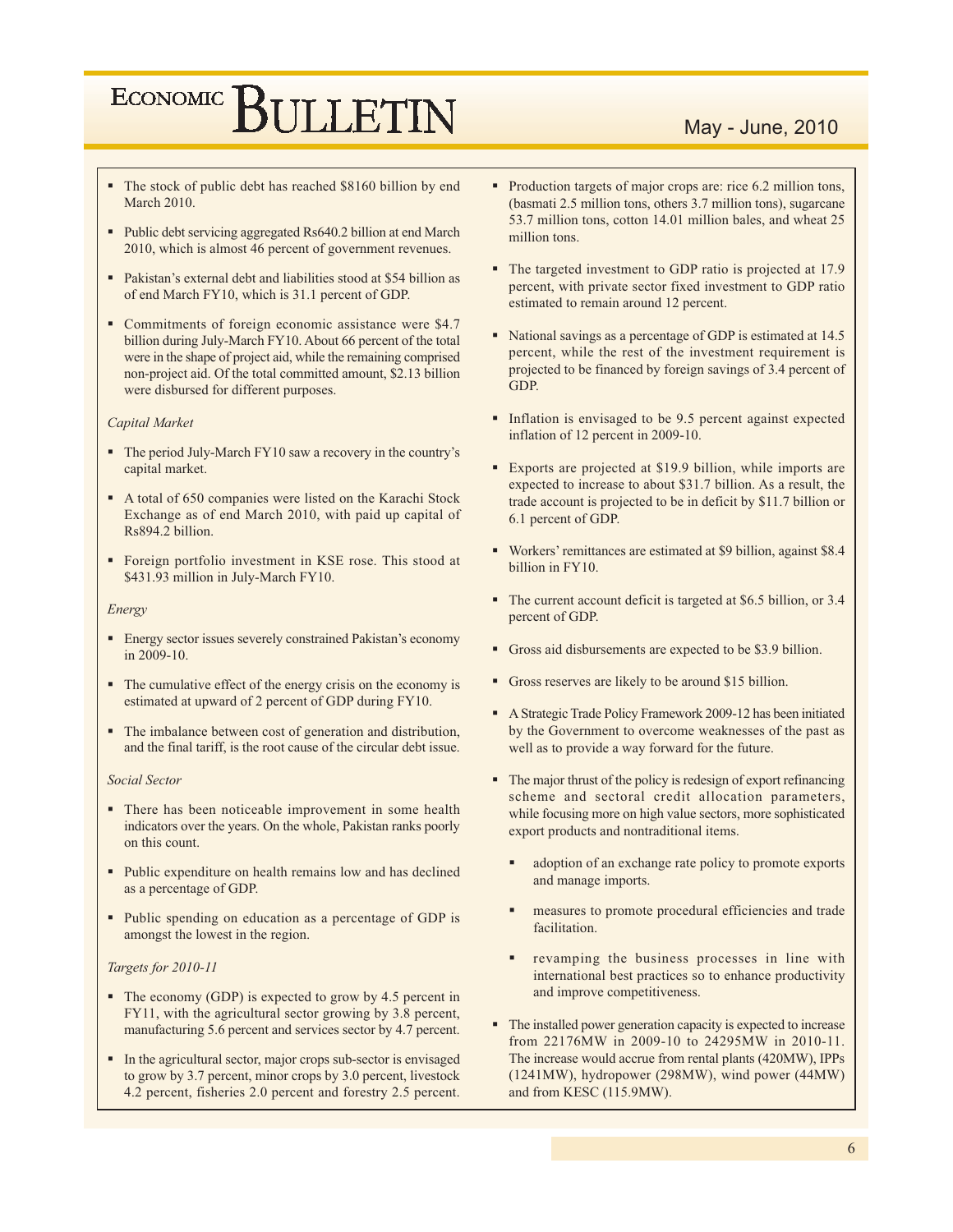- The stock of public debt has reached $8160 billion by end March 2010.

- Public debt servicing aggregated Rs640.2 billion at end March 2010, which is almost 46 percent of government revenues.

- Pakistan's external debt and liabilities stood at $54 billion as of end March FY10, which is 31.1 percent of GDP.

- Commitments of foreign economic assistance were $4.7 billion during July-March FY10. About 66 percent of the total were in the shape of project aid, while the remaining comprised non-project aid. Of the total committed amount, $2.13 billion were disbursed for different purposes.

*Capital Market*

- The period July-March FY10 saw a recovery in the country's capital market.

- A total of 650 companies were listed on the Karachi Stock Exchange as of end March 2010, with paid up capital of Rs894.2 billion.

- Foreign portfolio investment in KSE rose. This stood at $431.93 million in July-March FY10.

*Energy*

- Energy sector issues severely constrained Pakistan's economy in 2009-10.

- The cumulative effect of the energy crisis on the economy is estimated at upward of 2 percent of GDP during FY10.

- The imbalance between cost of generation and distribution, and the final tariff, is the root cause of the circular debt issue.

*Social Sector*

- There has been noticeable improvement in some health indicators over the years. On the whole, Pakistan ranks poorly on this count.

- Public expenditure on health remains low and has declined as a percentage of GDP.

- Public spending on education as a percentage of GDP is amongst the lowest in the region.

*Targets for 2010-11*

- The economy (GDP) is expected to grow by 4.5 percent in FY11, with the agricultural sector growing by 3.8 percent, manufacturing 5.6 percent and services sector by 4.7 percent.

- In the agricultural sector, major crops sub-sector is envisaged to grow by 3.7 percent, minor crops by 3.0 percent, livestock 4.2 percent, fisheries 2.0 percent and forestry 2.5 percent.

- Production targets of major crops are: rice 6.2 million tons, (basmati 2.5 million tons, others 3.7 million tons), sugarcane 53.7 million tons, cotton 14.01 million bales, and wheat 25 million tons.

- The targeted investment to GDP ratio is projected at 17.9 percent, with private sector fixed investment to GDP ratio estimated to remain around 12 percent.

- National savings as a percentage of GDP is estimated at 14.5 percent, while the rest of the investment requirement is projected to be financed by foreign savings of 3.4 percent of GDP.

- Inflation is envisaged to be 9.5 percent against expected inflation of 12 percent in 2009-10.

- Exports are projected at $19.9 billion, while imports are expected to increase to about $31.7 billion. As a result, the trade account is projected to be in deficit by $11.7 billion or 6.1 percent of GDP.

- Workers' remittances are estimated at $9 billion, against $8.4 billion in FY10.

- The current account deficit is targeted at $6.5 billion, or 3.4 percent of GDP.

- Gross aid disbursements are expected to be $3.9 billion.

- Gross reserves are likely to be around $15 billion.

- A Strategic Trade Policy Framework 2009-12 has been initiated by the Government to overcome weaknesses of the past as well as to provide a way forward for the future.

- The major thrust of the policy is redesign of export refinancing scheme and sectoral credit allocation parameters, while focusing more on high value sectors, more sophisticated export products and nontraditional items.
    - adoption of an exchange rate policy to promote exports and manage imports.
    - measures to promote procedural efficiencies and trade facilitation.
    - revamping the business processes in line with international best practices so to enhance productivity and improve competitiveness.

- The installed power generation capacity is expected to increase from 22176MW in 2009-10 to 24295MW in 2010-11. The increase would accrue from rental plants (420MW), IPPs (1241MW), hydropower (298MW), wind power (44MW) and from KESC (115.9MW).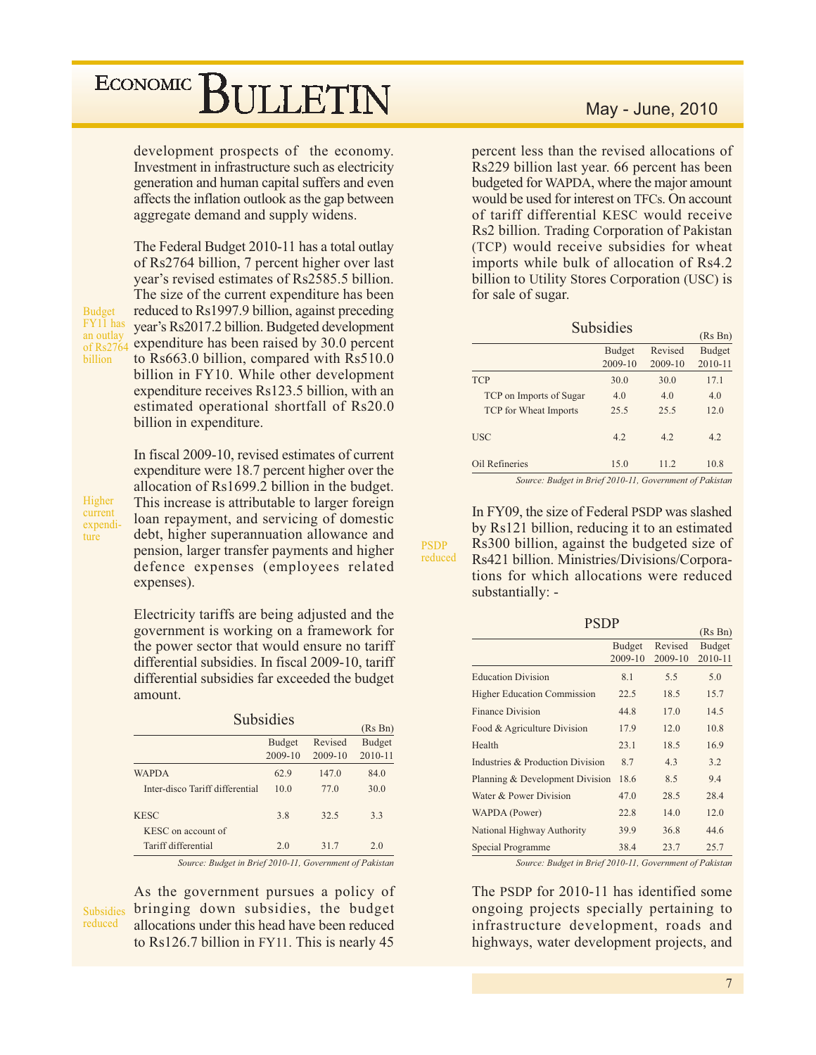development prospects of the economy. Investment in infrastructure such as electricity generation and human capital suffers and even affects the inflation outlook as the gap between aggregate demand and supply widens.

Budget FY11 has an outlay of Rs2764 billion

The Federal Budget 2010-11 has a total outlay of Rs2764 billion, 7 percent higher over last year's revised estimates of Rs2585.5 billion. The size of the current expenditure has been reduced to Rs1997.9 billion, against preceding year's Rs2017.2 billion. Budgeted development expenditure has been raised by 30.0 percent to Rs663.0 billion, compared with Rs510.0 billion in FY10. While other development expenditure receives Rs123.5 billion, with an estimated operational shortfall of Rs20.0 billion in expenditure.

Higher current expenditure

In fiscal 2009-10, revised estimates of current expenditure were 18.7 percent higher over the allocation of Rs1699.2 billion in the budget. This increase is attributable to larger foreign loan repayment, and servicing of domestic debt, higher superannuation allowance and pension, larger transfer payments and higher defence expenses (employees related expenses).

Electricity tariffs are being adjusted and the government is working on a framework for the power sector that would ensure no tariff differential subsidies. In fiscal 2009-10, tariff differential subsidies far exceeded the budget amount.

**Subsidies** (Rs Bn)

| | Budget 2009-10 | Revised 2009-10 | Budget 2010-11 |
|---|---|---|---|
| WAPDA | 62.9 | 147.0 | 84.0 |
| Inter-disco Tariff differential | 10.0 | 77.0 | 30.0 |
| KESC | 3.8 | 32.5 | 3.3 |
| KESC on account of Tariff differential | 2.0 | 31.7 | 2.0 |

*Source: Budget in Brief 2010-11, Government of Pakistan*

Subsidies reduced

As the government pursues a policy of bringing down subsidies, the budget allocations under this head have been reduced to Rs126.7 billion in FY11. This is nearly 45 percent less than the revised allocations of Rs229 billion last year. 66 percent has been budgeted for WAPDA, where the major amount would be used for interest on TFCs. On account of tariff differential KESC would receive Rs2 billion. Trading Corporation of Pakistan (TCP) would receive subsidies for wheat imports while bulk of allocation of Rs4.2 billion to Utility Stores Corporation (USC) is for sale of sugar.

**Subsidies** (Rs Bn)

| | Budget 2009-10 | Revised 2009-10 | Budget 2010-11 |
|---|---|---|---|
| TCP | 30.0 | 30.0 | 17.1 |
| TCP on Imports of Sugar | 4.0 | 4.0 | 4.0 |
| TCP for Wheat Imports | 25.5 | 25.5 | 12.0 |
| USC | 4.2 | 4.2 | 4.2 |
| Oil Refineries | 15.0 | 11.2 | 10.8 |

*Source: Budget in Brief 2010-11, Government of Pakistan*

PSDP reduced

In FY09, the size of Federal PSDP was slashed by Rs121 billion, reducing it to an estimated Rs300 billion, against the budgeted size of Rs421 billion. Ministries/Divisions/Corporations for which allocations were reduced substantially: -

**PSDP** (Rs Bn)

| | Budget 2009-10 | Revised 2009-10 | Budget 2010-11 |
|---|---|---|---|
| Education Division | 8.1 | 5.5 | 5.0 |
| Higher Education Commission | 22.5 | 18.5 | 15.7 |
| Finance Division | 44.8 | 17.0 | 14.5 |
| Food & Agriculture Division | 17.9 | 12.0 | 10.8 |
| Health | 23.1 | 18.5 | 16.9 |
| Industries & Production Division | 8.7 | 4.3 | 3.2 |
| Planning & Development Division | 18.6 | 8.5 | 9.4 |
| Water & Power Division | 47.0 | 28.5 | 28.4 |
| WAPDA (Power) | 22.8 | 14.0 | 12.0 |
| National Highway Authority | 39.9 | 36.8 | 44.6 |
| Special Programme | 38.4 | 23.7 | 25.7 |

*Source: Budget in Brief 2010-11, Government of Pakistan*

The PSDP for 2010-11 has identified some ongoing projects specially pertaining to infrastructure development, roads and highways, water development projects, and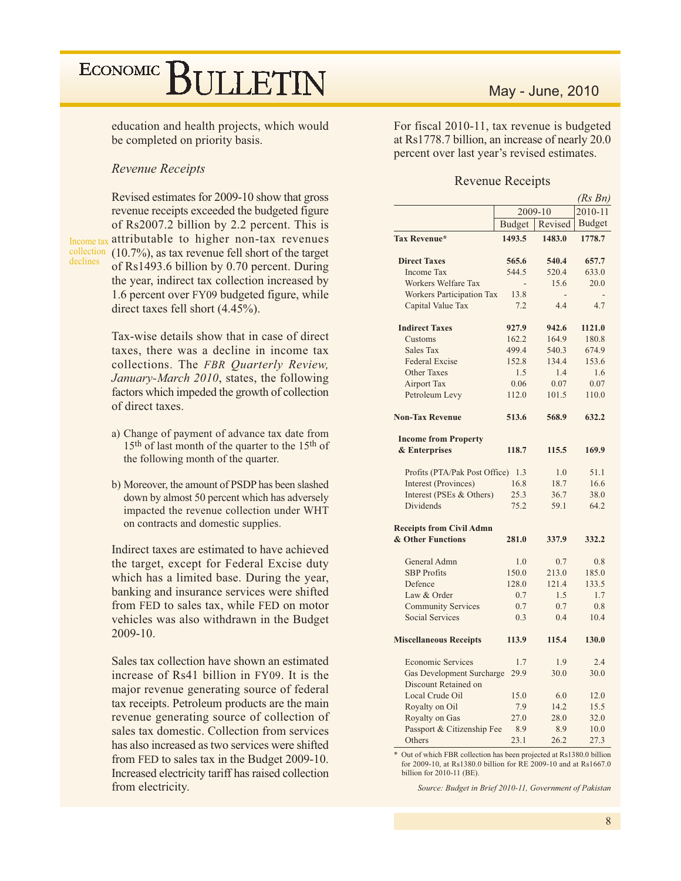education and health projects, which would be completed on priority basis.

### *Revenue Receipts*

Income tax collection declines

Revised estimates for 2009-10 show that gross revenue receipts exceeded the budgeted figure of Rs2007.2 billion by 2.2 percent. This is attributable to higher non-tax revenues (10.7%), as tax revenue fell short of the target of Rs1493.6 billion by 0.70 percent. During the year, indirect tax collection increased by 1.6 percent over FY09 budgeted figure, while direct taxes fell short (4.45%).

Tax-wise details show that in case of direct taxes, there was a decline in income tax collections. The *FBR Quarterly Review, January-March 2010*, states, the following factors which impeded the growth of collection of direct taxes.

a) Change of payment of advance tax date from 15th of last month of the quarter to the 15th of the following month of the quarter.

b) Moreover, the amount of PSDP has been slashed down by almost 50 percent which has adversely impacted the revenue collection under WHT on contracts and domestic supplies.

Indirect taxes are estimated to have achieved the target, except for Federal Excise duty which has a limited base. During the year, banking and insurance services were shifted from FED to sales tax, while FED on motor vehicles was also withdrawn in the Budget 2009-10.

Sales tax collection have shown an estimated increase of Rs41 billion in FY09. It is the major revenue generating source of federal tax receipts. Petroleum products are the main revenue generating source of collection of sales tax domestic. Collection from services has also increased as two services were shifted from FED to sales tax in the Budget 2009-10. Increased electricity tariff has raised collection from electricity.

For fiscal 2010-11, tax revenue is budgeted at Rs1778.7 billion, an increase of nearly 20.0 percent over last year's revised estimates.

Revenue Receipts

*(Rs Bn)*

| | 2009-10 | | 2010-11 |
|---|---|---|---|
| | Budget | Revised | Budget |
| **Tax Revenue*** | **1493.5** | **1483.0** | **1778.7** |
| **Direct Taxes** | **565.6** | **540.4** | **657.7** |
| Income Tax | 544.5 | 520.4 | 633.0 |
| Workers Welfare Tax | - | 15.6 | 20.0 |
| Workers Participation Tax | 13.8 | - | - |
| Capital Value Tax | 7.2 | 4.4 | 4.7 |
| **Indirect Taxes** | **927.9** | **942.6** | **1121.0** |
| Customs | 162.2 | 164.9 | 180.8 |
| Sales Tax | 499.4 | 540.3 | 674.9 |
| Federal Excise | 152.8 | 134.4 | 153.6 |
| Other Taxes | 1.5 | 1.4 | 1.6 |
| Airport Tax | 0.06 | 0.07 | 0.07 |
| Petroleum Levy | 112.0 | 101.5 | 110.0 |
| **Non-Tax Revenue** | **513.6** | **568.9** | **632.2** |
| **Income from Property & Enterprises** | **118.7** | **115.5** | **169.9** |
| Profits (PTA/Pak Post Office) | 1.3 | 1.0 | 51.1 |
| Interest (Provinces) | 16.8 | 18.7 | 16.6 |
| Interest (PSEs & Others) | 25.3 | 36.7 | 38.0 |
| Dividends | 75.2 | 59.1 | 64.2 |
| **Receipts from Civil Admn & Other Functions** | **281.0** | **337.9** | **332.2** |
| General Admn | 1.0 | 0.7 | 0.8 |
| SBP Profits | 150.0 | 213.0 | 185.0 |
| Defence | 128.0 | 121.4 | 133.5 |
| Law & Order | 0.7 | 1.5 | 1.7 |
| Community Services | 0.7 | 0.7 | 0.8 |
| Social Services | 0.3 | 0.4 | 10.4 |
| **Miscellaneous Receipts** | **113.9** | **115.4** | **130.0** |
| Economic Services | 1.7 | 1.9 | 2.4 |
| Gas Development Surcharge | 29.9 | 30.0 | 30.0 |
| Discount Retained on Local Crude Oil | 15.0 | 6.0 | 12.0 |
| Royalty on Oil | 7.9 | 14.2 | 15.5 |
| Royalty on Gas | 27.0 | 28.0 | 32.0 |
| Passport & Citizenship Fee | 8.9 | 8.9 | 10.0 |
| Others | 23.1 | 26.2 | 27.3 |

\* Out of which FBR collection has been projected at Rs1380.0 billion for 2009-10, at Rs1380.0 billion for RE 2009-10 and at Rs1667.0 billion for 2010-11 (BE).

*Source: Budget in Brief 2010-11, Government of Pakistan*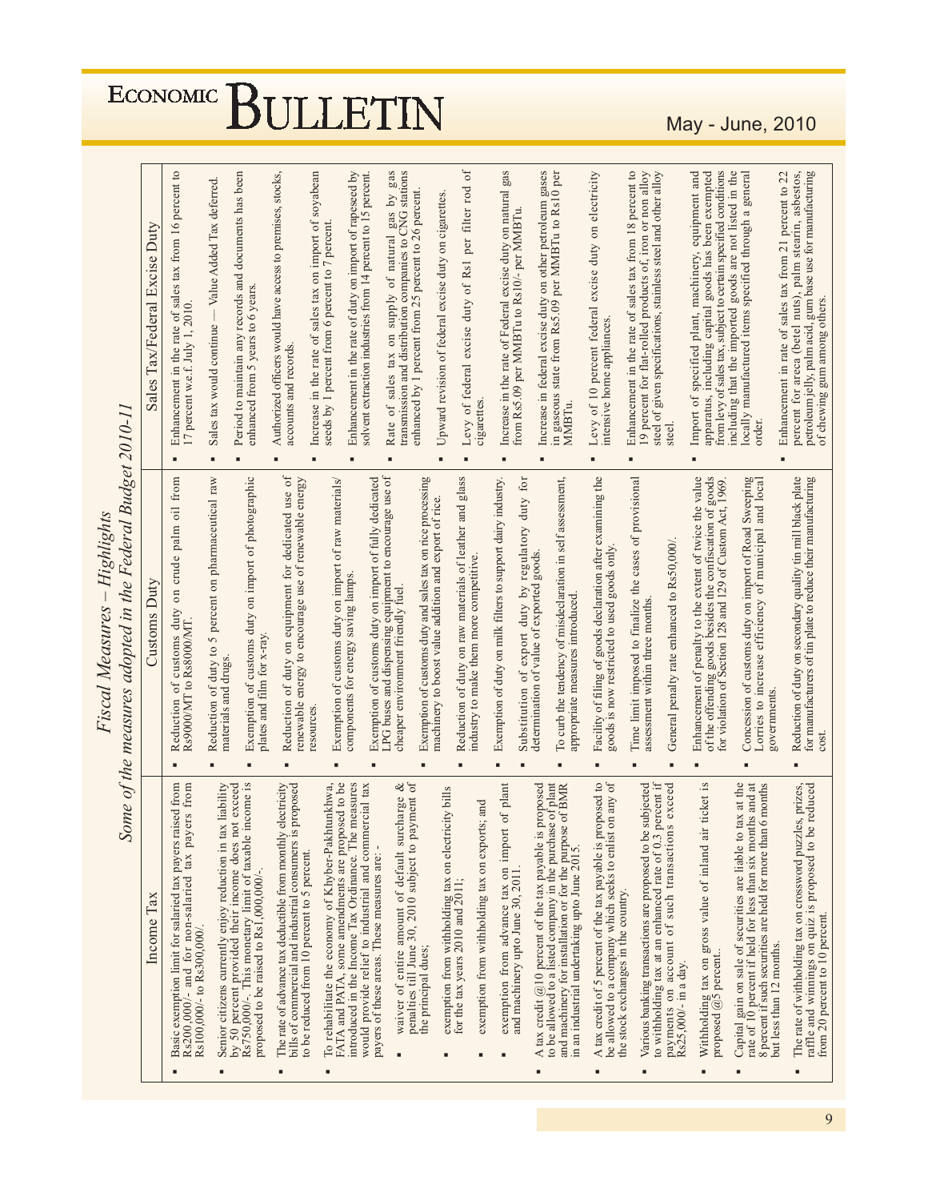# Fiscal Measures – Highlights

## Some of the measures adopted in the Federal Budget 2010-11

### Income Tax

- Basic exemption limit for salaried tax payers raised from Rs200,000/- and for non-salaried tax payers from Rs100,000/- to Rs300,000/.
- Senior citizens currently enjoy reduction in tax liability by 50 percent provided their income does not exceed Rs750,000/-. This monetary limit of taxable income is proposed to be raised to Rs1,000,000/-.
- The rate of advance tax deductible from monthly electricity bills of commercial and industrial consumers is proposed to be reduced from 10 percent to 5 percent.
- To rehabilitate the economy of Khyber-Pakhtunkhwa, FATA and PATA, some amendments are proposed to be introduced in the Income Tax Ordinance. The measures would provide relief to industrial and commercial tax payers of these areas. These measures are: -
  - waiver of entire amount of default surcharge & penalties till June 30, 2010 subject to payment of the principal dues;
  - exemption from withholding tax on electricity bills for the tax years 2010 and 2011;
  - exemption from withholding tax on exports; and
  - exemption from advance tax on import of plant and machinery upto June 30, 2011.
- A tax credit @10 percent of the tax payable is proposed to be allowed to a listed company in the purchase of plant and machinery for installation or for the purpose of BMR in an industrial undertaking upto June 2015.
- A tax credit of 5 percent of the tax payable is proposed to be allowed to a company which seeks to enlist on any of the stock exchanges in the country.
- Various banking transactions are proposed to be subjected to withholding tax at an enhanced rate of 0.3 percent if payments on account of such transactions exceed Rs25,000/- in a day.
- Withholding tax on gross value of inland air ticket is proposed @5 percent.
- Capital gain on sale of securities are liable to tax at the rate of 10 percent if held for less than six months and at 8 percent if such securities are held for more than 6 months but less than 12 months.
- The rate of withholding tax on crossword puzzles, prizes, raffle and winnings on quiz is proposed to be reduced from 20 percent to 10 percent.

### Customs Duty

- Reduction of customs duty on crude palm oil from Rs9000/MT to Rs8000/MT.
- Reduction of duty to 5 percent on pharmaceutical raw materials and drugs.
- Exemption of customs duty on import of photographic plates and film for x-ray.
- Reduction of duty on equipment for dedicated use of renewable energy to encourage use of renewable energy resources.
- Exemption of customs duty on import of raw materials/ components for energy saving lamps.
- Exemption of customs duty on import of fully dedicated LPG buses and dispensing equipment to encourage use of cheaper environment friendly fuel.
- Exemption of customs duty and sales tax on rice processing machinery to boost value addition and export of rice.
- Reduction of duty on raw materials of leather and glass industry to make them more competitive.
- Exemption of duty on milk filters to support dairy industry.
- Substitution of export duty by regulatory duty for determination of value of exported goods.
- To curb the tendency of misdeclaration in self assessment, appropriate measures introduced.
- Facility of filing of goods declaration after examining the goods is now restricted to used goods only.
- Time limit imposed to finalize the cases of provisional assessment within three months.
- General penalty rate enhanced to Rs50,000/.
- Enhancement of penalty to the extent of twice the value of the offending goods besides the confiscation of goods for violation of Section 128 and 129 of Custom Act, 1969.
- Concession of customs duty on import of Road Sweeping Lorries to increase efficiency of municipal and local governments.
- Reduction of duty on secondary quality tin mill black plate for manufacturers of tin plate to reduce their manufacturing cost.

### Sales Tax/Federal Excise Duty

- Enhancement in the rate of sales tax from 16 percent to 17 percent w.e.f. July 1, 2010.
- Sales tax would continue — Value Added Tax deferred.
- Period to maintain any records and documents has been enhanced from 5 years to 6 years.
- Authorized officers would have access to premises, stocks, accounts and records.
- Increase in the rate of sales tax on import of soyabean seeds by 1 percent from 6 percent to 7 percent.
- Enhancement in the rate of duty on import of rapeseed by solvent extraction industries from 14 percent to 15 percent.
- Rate of sales tax on supply of natural gas by gas transmission and distribution companies to CNG stations enhanced by 1 percent from 25 percent to 26 percent.
- Upward revision of federal excise duty on cigarettes.
- Levy of federal excise duty of Rs1 per filter rod of cigarettes.
- Increase in the rate of Federal excise duty on natural gas from Rs5.09 per MMBTu to Rs10/- per MMBTu.
- Increase in federal excise duty on other petroleum gases in gaseous state from Rs5.09 per MMBTu to Rs10 per MMBTu.
- Levy of 10 percent federal excise duty on electricity intensive home appliances.
- Enhancement in the rate of sales tax from 18 percent to 19 percent for flat-rolled products of, iron or non alloy steel of given specifications, stainless steel and other alloy steel.
- Import of specified plant, machinery, equipment and apparatus, including capital goods has been exempted from levy of sales tax, subject to certain specified conditions including that the imported goods are not listed in the locally manufactured items specified through a general order.
- Enhancement in rate of sales tax from 21 percent to 22 percent for areca (betel nuts), palm stearin, asbestos, petroleum jelly, palm acid, gum base use for manufacturing of chewing gum among others.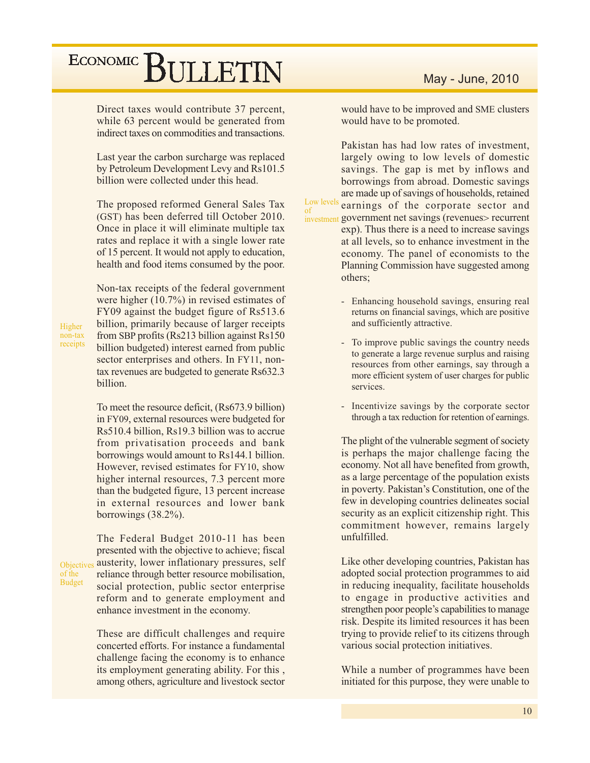Direct taxes would contribute 37 percent, while 63 percent would be generated from indirect taxes on commodities and transactions.

Last year the carbon surcharge was replaced by Petroleum Development Levy and Rs101.5 billion were collected under this head.

The proposed reformed General Sales Tax (GST) has been deferred till October 2010. Once in place it will eliminate multiple tax rates and replace it with a single lower rate of 15 percent. It would not apply to education, health and food items consumed by the poor.

*Higher non-tax receipts*

Non-tax receipts of the federal government were higher (10.7%) in revised estimates of FY09 against the budget figure of Rs513.6 billion, primarily because of larger receipts from SBP profits (Rs213 billion against Rs150 billion budgeted) interest earned from public sector enterprises and others. In FY11, non-tax revenues are budgeted to generate Rs632.3 billion.

To meet the resource deficit, (Rs673.9 billion) in FY09, external resources were budgeted for Rs510.4 billion, Rs19.3 billion was to accrue from privatisation proceeds and bank borrowings would amount to Rs144.1 billion. However, revised estimates for FY10, show higher internal resources, 7.3 percent more than the budgeted figure, 13 percent increase in external resources and lower bank borrowings (38.2%).

*Objectives of the Budget*

The Federal Budget 2010-11 has been presented with the objective to achieve; fiscal austerity, lower inflationary pressures, self reliance through better resource mobilisation, social protection, public sector enterprise reform and to generate employment and enhance investment in the economy.

These are difficult challenges and require concerted efforts. For instance a fundamental challenge facing the economy is to enhance its employment generating ability. For this , among others, agriculture and livestock sector would have to be improved and SME clusters would have to be promoted.

*Low levels of investment*

Pakistan has had low rates of investment, largely owing to low levels of domestic savings. The gap is met by inflows and borrowings from abroad. Domestic savings are made up of savings of households, retained earnings of the corporate sector and government net savings (revenues> recurrent exp). Thus there is a need to increase savings at all levels, so to enhance investment in the economy. The panel of economists to the Planning Commission have suggested among others;

- Enhancing household savings, ensuring real returns on financial savings, which are positive and sufficiently attractive.
- To improve public savings the country needs to generate a large revenue surplus and raising resources from other earnings, say through a more efficient system of user charges for public services.
- Incentivize savings by the corporate sector through a tax reduction for retention of earnings.

The plight of the vulnerable segment of society is perhaps the major challenge facing the economy. Not all have benefited from growth, as a large percentage of the population exists in poverty. Pakistan's Constitution, one of the few in developing countries delineates social security as an explicit citizenship right. This commitment however, remains largely unfulfilled.

Like other developing countries, Pakistan has adopted social protection programmes to aid in reducing inequality, facilitate households to engage in productive activities and strengthen poor people's capabilities to manage risk. Despite its limited resources it has been trying to provide relief to its citizens through various social protection initiatives.

While a number of programmes have been initiated for this purpose, they were unable to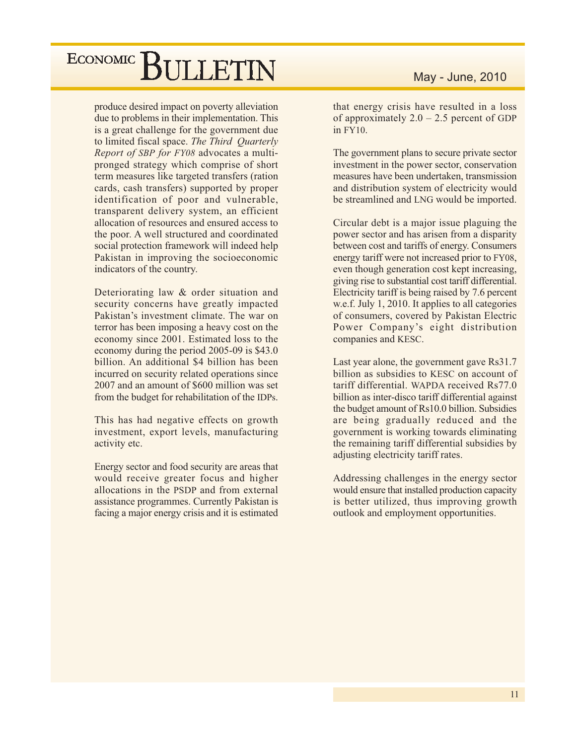produce desired impact on poverty alleviation due to problems in their implementation. This is a great challenge for the government due to limited fiscal space. *The Third Quarterly Report of SBP for FY08* advocates a multi-pronged strategy which comprise of short term measures like targeted transfers (ration cards, cash transfers) supported by proper identification of poor and vulnerable, transparent delivery system, an efficient allocation of resources and ensured access to the poor. A well structured and coordinated social protection framework will indeed help Pakistan in improving the socioeconomic indicators of the country.

Deteriorating law & order situation and security concerns have greatly impacted Pakistan's investment climate. The war on terror has been imposing a heavy cost on the economy since 2001. Estimated loss to the economy during the period 2005-09 is $43.0 billion. An additional $4 billion has been incurred on security related operations since 2007 and an amount of $600 million was set from the budget for rehabilitation of the IDPs.

This has had negative effects on growth investment, export levels, manufacturing activity etc.

Energy sector and food security are areas that would receive greater focus and higher allocations in the PSDP and from external assistance programmes. Currently Pakistan is facing a major energy crisis and it is estimated that energy crisis have resulted in a loss of approximately 2.0 – 2.5 percent of GDP in FY10.

The government plans to secure private sector investment in the power sector, conservation measures have been undertaken, transmission and distribution system of electricity would be streamlined and LNG would be imported.

Circular debt is a major issue plaguing the power sector and has arisen from a disparity between cost and tariffs of energy. Consumers energy tariff were not increased prior to FY08, even though generation cost kept increasing, giving rise to substantial cost tariff differential. Electricity tariff is being raised by 7.6 percent w.e.f. July 1, 2010. It applies to all categories of consumers, covered by Pakistan Electric Power Company's eight distribution companies and KESC.

Last year alone, the government gave Rs31.7 billion as subsidies to KESC on account of tariff differential. WAPDA received Rs77.0 billion as inter-disco tariff differential against the budget amount of Rs10.0 billion. Subsidies are being gradually reduced and the government is working towards eliminating the remaining tariff differential subsidies by adjusting electricity tariff rates.

Addressing challenges in the energy sector would ensure that installed production capacity is better utilized, thus improving growth outlook and employment opportunities.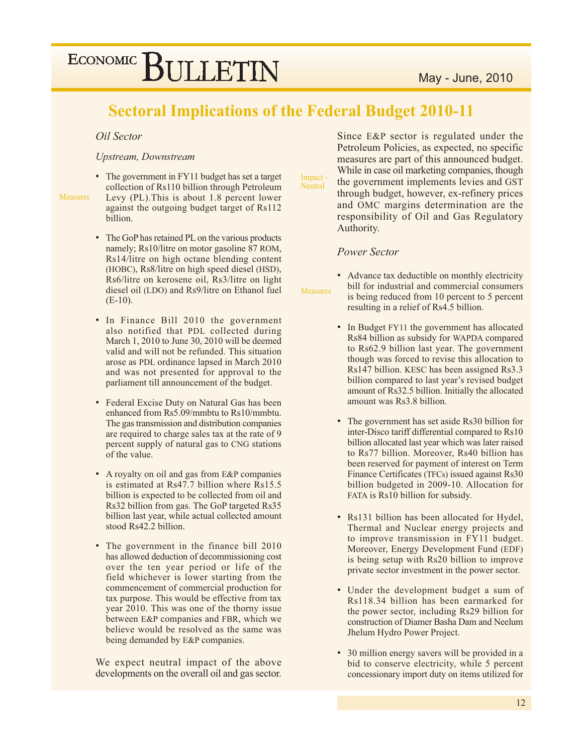# Sectoral Implications of the Federal Budget 2010-11

### *Oil Sector*

*Upstream, Downstream*

Measures

- The government in FY11 budget has set a target collection of Rs110 billion through Petroleum Levy (PL).This is about 1.8 percent lower against the outgoing budget target of Rs112 billion.
- The GoP has retained PL on the various products namely; Rs10/litre on motor gasoline 87 ROM, Rs14/litre on high octane blending content (HOBC), Rs8/litre on high speed diesel (HSD), Rs6/litre on kerosene oil, Rs3/litre on light diesel oil (LDO) and Rs9/litre on Ethanol fuel (E-10).
- In Finance Bill 2010 the government also notified that PDL collected during March 1, 2010 to June 30, 2010 will be deemed valid and will not be refunded. This situation arose as PDL ordinance lapsed in March 2010 and was not presented for approval to the parliament till announcement of the budget.
- Federal Excise Duty on Natural Gas has been enhanced from Rs5.09/mmbtu to Rs10/mmbtu. The gas transmission and distribution companies are required to charge sales tax at the rate of 9 percent supply of natural gas to CNG stations of the value.
- A royalty on oil and gas from E&P companies is estimated at Rs47.7 billion where Rs15.5 billion is expected to be collected from oil and Rs32 billion from gas. The GoP targeted Rs35 billion last year, while actual collected amount stood Rs42.2 billion.
- The government in the finance bill 2010 has allowed deduction of decommissioning cost over the ten year period or life of the field whichever is lower starting from the commencement of commercial production for tax purpose. This would be effective from tax year 2010. This was one of the thorny issue between E&P companies and FBR, which we believe would be resolved as the same was being demanded by E&P companies.

Impact - Neutral

We expect neutral impact of the above developments on the overall oil and gas sector. Since E&P sector is regulated under the Petroleum Policies, as expected, no specific measures are part of this announced budget. While in case oil marketing companies, though the government implements levies and GST through budget, however, ex-refinery prices and OMC margins determination are the responsibility of Oil and Gas Regulatory Authority.

### *Power Sector*

Measures

- Advance tax deductible on monthly electricity bill for industrial and commercial consumers is being reduced from 10 percent to 5 percent resulting in a relief of Rs4.5 billion.
- In Budget FY11 the government has allocated Rs84 billion as subsidy for WAPDA compared to Rs62.9 billion last year. The government though was forced to revise this allocation to Rs147 billion. KESC has been assigned Rs3.3 billion compared to last year's revised budget amount of Rs32.5 billion. Initially the allocated amount was Rs3.8 billion.
- The government has set aside Rs30 billion for inter-Disco tariff differential compared to Rs10 billion allocated last year which was later raised to Rs77 billion. Moreover, Rs40 billion has been reserved for payment of interest on Term Finance Certificates (TFCs) issued against Rs30 billion budgeted in 2009-10. Allocation for FATA is Rs10 billion for subsidy.
- Rs131 billion has been allocated for Hydel, Thermal and Nuclear energy projects and to improve transmission in FY11 budget. Moreover, Energy Development Fund (EDF) is being setup with Rs20 billion to improve private sector investment in the power sector.
- Under the development budget a sum of Rs118.34 billion has been earmarked for the power sector, including Rs29 billion for construction of Diamer Basha Dam and Neelum Jhelum Hydro Power Project.
- 30 million energy savers will be provided in a bid to conserve electricity, while 5 percent concessionary import duty on items utilized for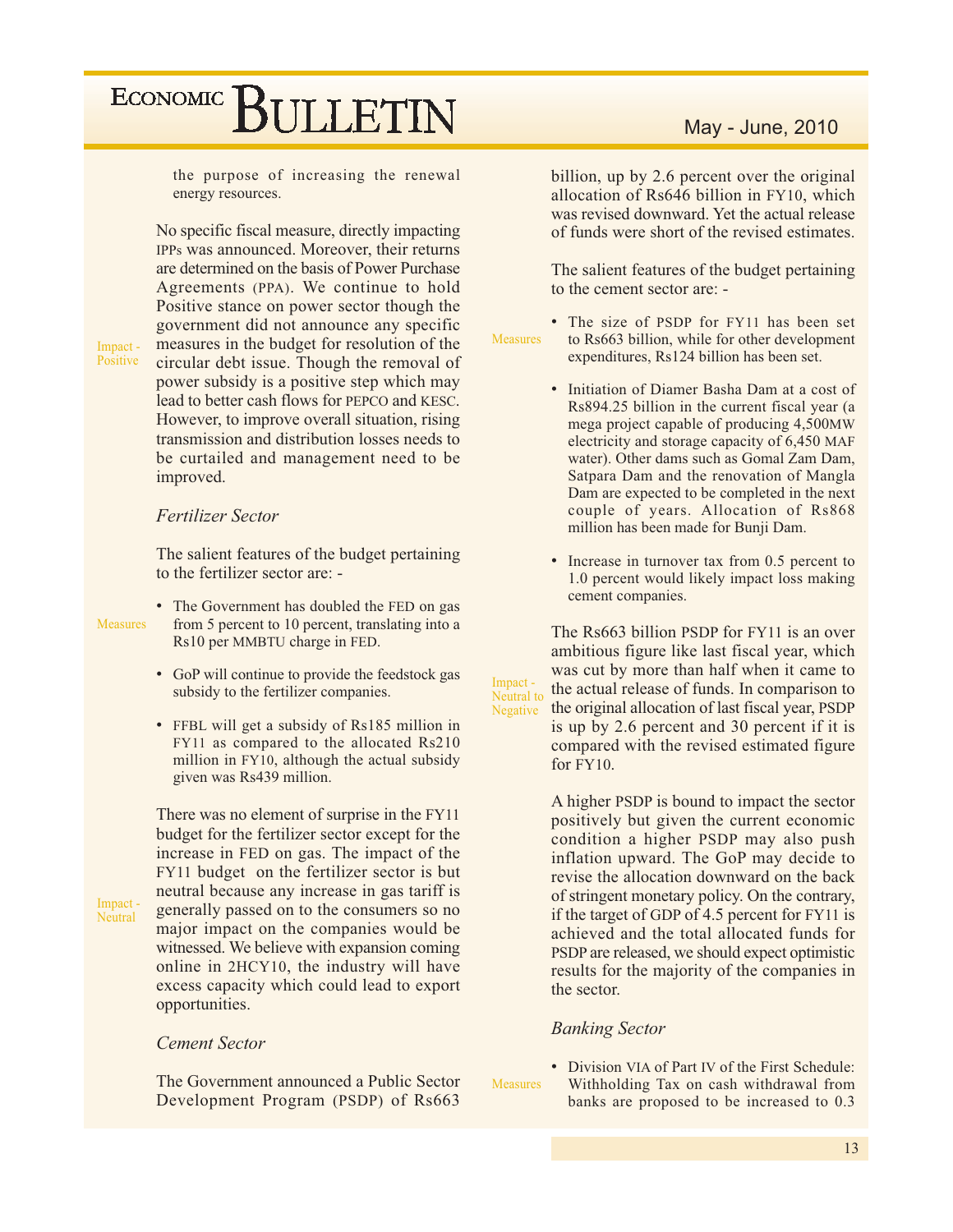the purpose of increasing the renewal energy resources.

Impact - Positive

No specific fiscal measure, directly impacting IPPs was announced. Moreover, their returns are determined on the basis of Power Purchase Agreements (PPA). We continue to hold Positive stance on power sector though the government did not announce any specific measures in the budget for resolution of the circular debt issue. Though the removal of power subsidy is a positive step which may lead to better cash flows for PEPCO and KESC. However, to improve overall situation, rising transmission and distribution losses needs to be curtailed and management need to be improved.

### *Fertilizer Sector*

The salient features of the budget pertaining to the fertilizer sector are: -

Measures

- The Government has doubled the FED on gas from 5 percent to 10 percent, translating into a Rs10 per MMBTU charge in FED.
- GoP will continue to provide the feedstock gas subsidy to the fertilizer companies.
- FFBL will get a subsidy of Rs185 million in FY11 as compared to the allocated Rs210 million in FY10, although the actual subsidy given was Rs439 million.

Impact - Neutral

There was no element of surprise in the FY11 budget for the fertilizer sector except for the increase in FED on gas. The impact of the FY11 budget on the fertilizer sector is but neutral because any increase in gas tariff is generally passed on to the consumers so no major impact on the companies would be witnessed. We believe with expansion coming online in 2HCY10, the industry will have excess capacity which could lead to export opportunities.

### *Cement Sector*

The Government announced a Public Sector Development Program (PSDP) of Rs663 billion, up by 2.6 percent over the original allocation of Rs646 billion in FY10, which was revised downward. Yet the actual release of funds were short of the revised estimates.

The salient features of the budget pertaining to the cement sector are: -

Measures

- The size of PSDP for FY11 has been set to Rs663 billion, while for other development expenditures, Rs124 billion has been set.
- Initiation of Diamer Basha Dam at a cost of Rs894.25 billion in the current fiscal year (a mega project capable of producing 4,500MW electricity and storage capacity of 6,450 MAF water). Other dams such as Gomal Zam Dam, Satpara Dam and the renovation of Mangla Dam are expected to be completed in the next couple of years. Allocation of Rs868 million has been made for Bunji Dam.
- Increase in turnover tax from 0.5 percent to 1.0 percent would likely impact loss making cement companies.

Impact - Neutral to Negative

The Rs663 billion PSDP for FY11 is an over ambitious figure like last fiscal year, which was cut by more than half when it came to the actual release of funds. In comparison to the original allocation of last fiscal year, PSDP is up by 2.6 percent and 30 percent if it is compared with the revised estimated figure for FY10.

A higher PSDP is bound to impact the sector positively but given the current economic condition a higher PSDP may also push inflation upward. The GoP may decide to revise the allocation downward on the back of stringent monetary policy. On the contrary, if the target of GDP of 4.5 percent for FY11 is achieved and the total allocated funds for PSDP are released, we should expect optimistic results for the majority of the companies in the sector.

### *Banking Sector*

Measures

- Division VIA of Part IV of the First Schedule: Withholding Tax on cash withdrawal from banks are proposed to be increased to 0.3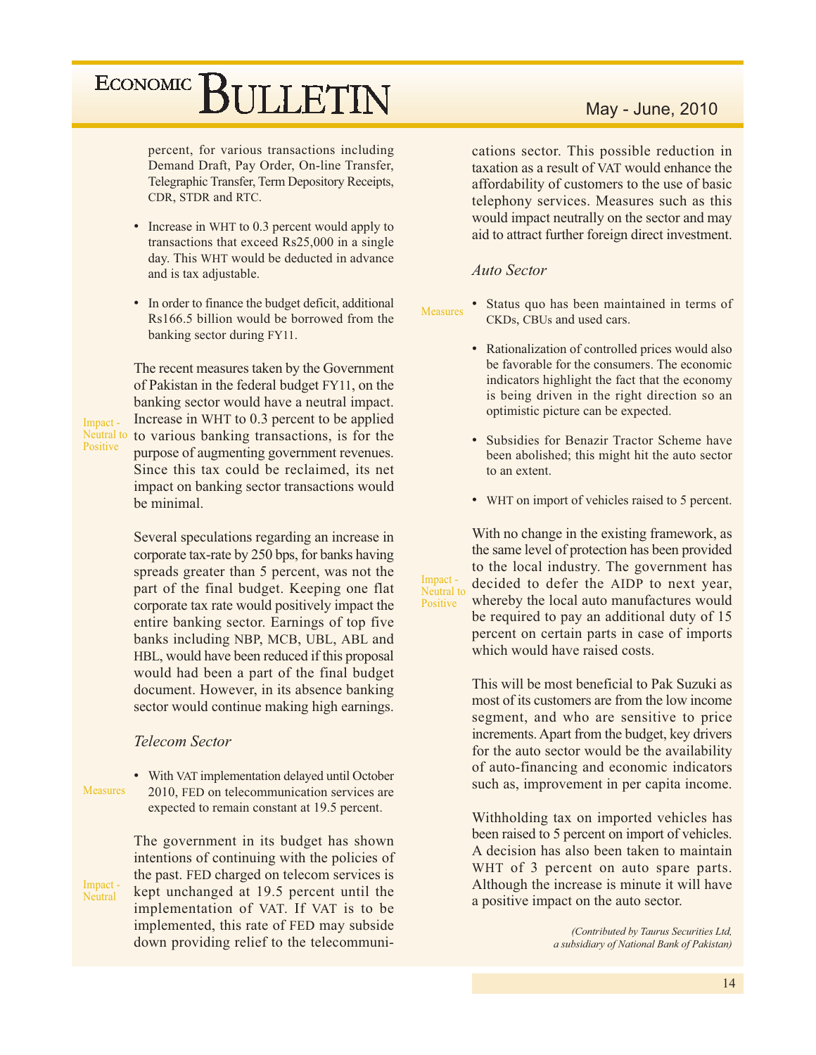percent, for various transactions including Demand Draft, Pay Order, On-line Transfer, Telegraphic Transfer, Term Depository Receipts, CDR, STDR and RTC.

- Increase in WHT to 0.3 percent would apply to transactions that exceed Rs25,000 in a single day. This WHT would be deducted in advance and is tax adjustable.
- In order to finance the budget deficit, additional Rs166.5 billion would be borrowed from the banking sector during FY11.

Impact - Neutral to Positive

The recent measures taken by the Government of Pakistan in the federal budget FY11, on the banking sector would have a neutral impact. Increase in WHT to 0.3 percent to be applied to various banking transactions, is for the purpose of augmenting government revenues. Since this tax could be reclaimed, its net impact on banking sector transactions would be minimal.

Several speculations regarding an increase in corporate tax-rate by 250 bps, for banks having spreads greater than 5 percent, was not the part of the final budget. Keeping one flat corporate tax rate would positively impact the entire banking sector. Earnings of top five banks including NBP, MCB, UBL, ABL and HBL, would have been reduced if this proposal would had been a part of the final budget document. However, in its absence banking sector would continue making high earnings.

### *Telecom Sector*

Measures

- With VAT implementation delayed until October 2010, FED on telecommunication services are expected to remain constant at 19.5 percent.

Impact - Neutral

The government in its budget has shown intentions of continuing with the policies of the past. FED charged on telecom services is kept unchanged at 19.5 percent until the implementation of VAT. If VAT is to be implemented, this rate of FED may subside down providing relief to the telecommunications sector. This possible reduction in taxation as a result of VAT would enhance the affordability of customers to the use of basic telephony services. Measures such as this would impact neutrally on the sector and may aid to attract further foreign direct investment.

### *Auto Sector*

Measures

- Status quo has been maintained in terms of CKDs, CBUs and used cars.
- Rationalization of controlled prices would also be favorable for the consumers. The economic indicators highlight the fact that the economy is being driven in the right direction so an optimistic picture can be expected.
- Subsidies for Benazir Tractor Scheme have been abolished; this might hit the auto sector to an extent.
- WHT on import of vehicles raised to 5 percent.

Impact - Neutral to Positive

With no change in the existing framework, as the same level of protection has been provided to the local industry. The government has decided to defer the AIDP to next year, whereby the local auto manufactures would be required to pay an additional duty of 15 percent on certain parts in case of imports which would have raised costs.

This will be most beneficial to Pak Suzuki as most of its customers are from the low income segment, and who are sensitive to price increments. Apart from the budget, key drivers for the auto sector would be the availability of auto-financing and economic indicators such as, improvement in per capita income.

Withholding tax on imported vehicles has been raised to 5 percent on import of vehicles. A decision has also been taken to maintain WHT of 3 percent on auto spare parts. Although the increase is minute it will have a positive impact on the auto sector.

*(Contributed by Taurus Securities Ltd, a subsidiary of National Bank of Pakistan)*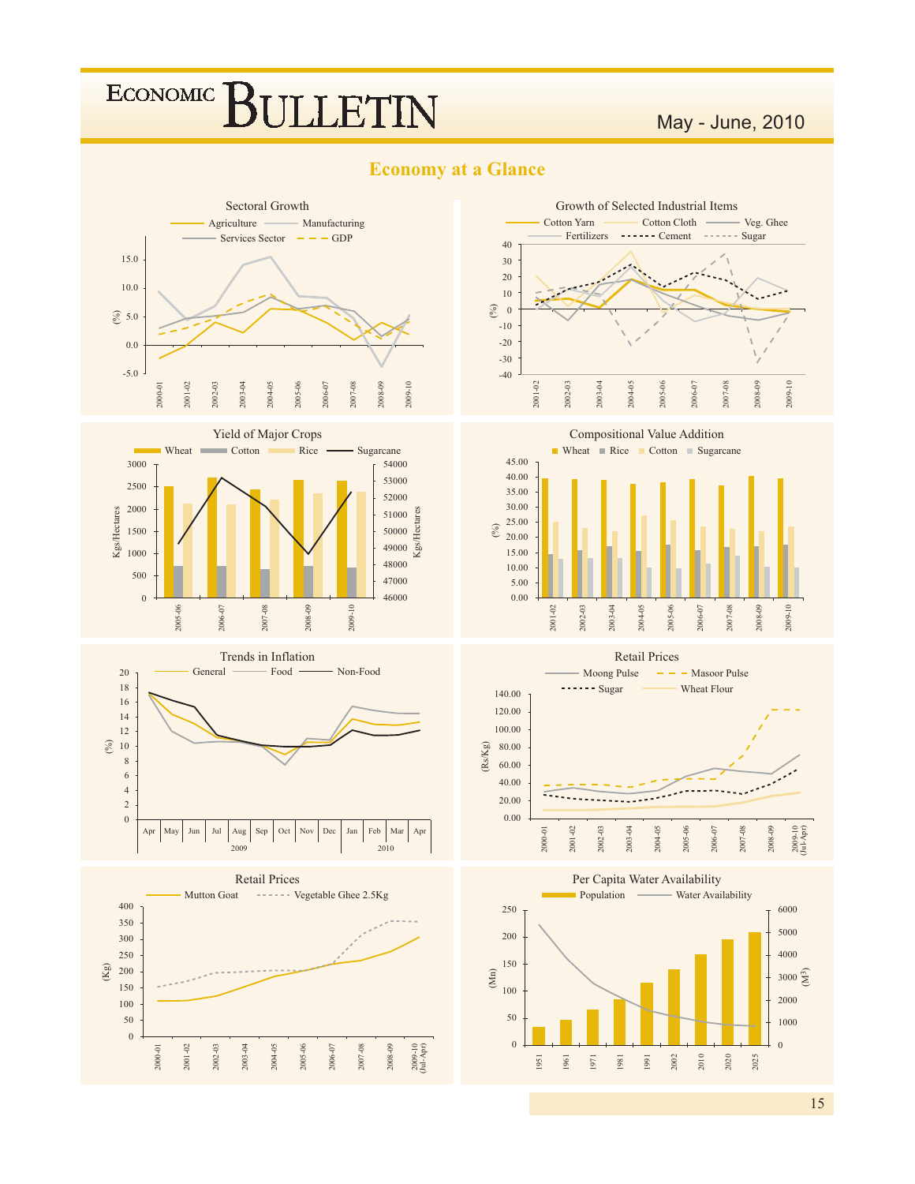## Economy at a Glance

### Sectoral Growth

Agriculture — Manufacturing — Services Sector — GDP

(%)

2000-01, 2001-02, 2002-03, 2003-04, 2004-05, 2005-06, 2006-07, 2007-08, 2008-09, 2009-10

### Growth of Selected Industrial Items

Cotton Yarn — Cotton Cloth — Veg. Ghee — Fertilizers — Cement — Sugar

(%)

2001-02, 2002-03, 2003-04, 2004-05, 2005-06, 2006-07, 2007-08, 2008-09, 2009-10

### Yield of Major Crops

Wheat — Cotton — Rice — Sugarcane

Kgs/Hectares

2005-06, 2006-07, 2007-08, 2008-09, 2009-10

### Compositional Value Addition

Wheat — Rice — Cotton — Sugarcane

(%)

2001-02, 2002-03, 2003-04, 2004-05, 2005-06, 2006-07, 2007-08, 2008-09, 2009-10

### Trends in Inflation

General — Food — Non-Food

(%)

Apr, May, Jun, Jul, Aug, Sep, Oct, Nov, Dec (2009), Jan, Feb, Mar, Apr (2010)

### Retail Prices

Moong Pulse — Masoor Pulse — Sugar — Wheat Flour

(Rs/Kg)

2000-01, 2001-02, 2002-03, 2003-04, 2004-05, 2005-06, 2006-07, 2007-08, 2008-09, 2009-10 (Jul-Apr)

### Retail Prices

Mutton Goat — Vegetable Ghee 2.5Kg

(Kg)

2000-01, 2001-02, 2002-03, 2003-04, 2004-05, 2005-06, 2006-07, 2007-08, 2008-09, 2009-10 (Jul-Apr)

### Per Capita Water Availability

Population — Water Availability

(Mn) — ($M^3$)

1951, 1961, 1971, 1981, 1991, 2002, 2010, 2020, 2025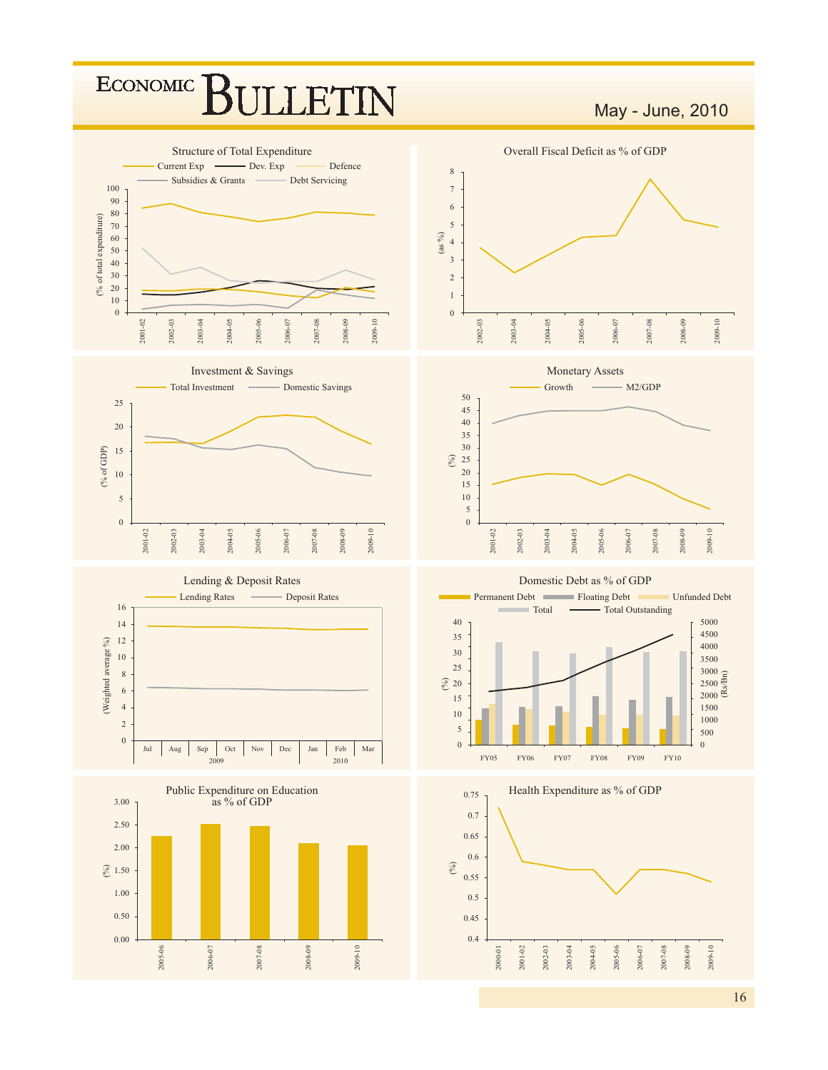### Structure of Total Expenditure

Current Exp | Dev. Exp | Defence | Subsidies & Grants | Debt Servicing

(% of total expenditure)

2001-02, 2002-03, 2003-04, 2004-05, 2005-06, 2006-07, 2007-08, 2008-09, 2009-10

### Overall Fiscal Deficit as % of GDP

(as %)

2002-03, 2003-04, 2004-05, 2005-06, 2006-07, 2007-08, 2008-09, 2009-10

### Investment & Savings

Total Investment | Domestic Savings

(% of GDP)

2001-02, 2002-03, 2003-04, 2004-05, 2005-06, 2006-07, 2007-08, 2008-09, 2009-10

### Monetary Assets

Growth | M2/GDP

(%)

2001-02, 2002-03, 2003-04, 2004-05, 2005-06, 2006-07, 2007-08, 2008-09, 2009-10

### Lending & Deposit Rates

Lending Rates | Deposit Rates

(Weighted average %)

Jul, Aug, Sep, Oct, Nov, Dec (2009), Jan, Feb, Mar (2010)

### Domestic Debt as % of GDP

Permanent Debt | Floating Debt | Unfunded Debt | Total | Total Outstanding

(%) | (Rs/Bn)

FY05, FY06, FY07, FY08, FY09, FY10

### Public Expenditure on Education as % of GDP

(%)

2005-06, 2006-07, 2007-08, 2008-09, 2009-10

### Health Expenditure as % of GDP

(%)

2000-01, 2001-02, 2002-03, 2003-04, 2004-05, 2005-06, 2006-07, 2007-08, 2008-09, 2009-10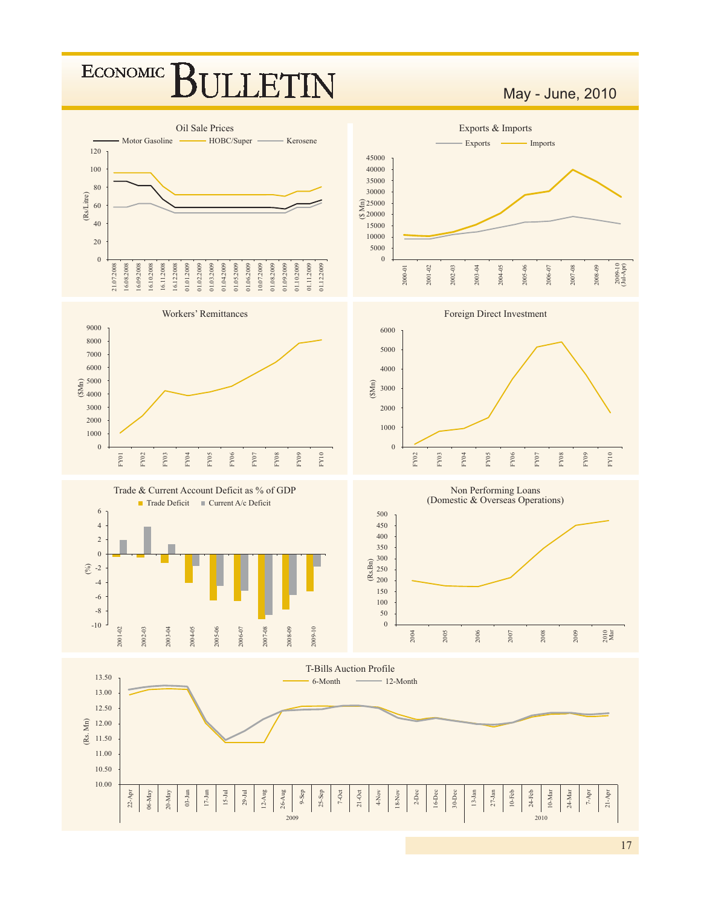# ECONOMIC BULLETIN

May - June, 2010

Oil Sale Prices

Motor Gasoline — HOBC/Super — Kerosene

(Rs/Litre)

Exports & Imports

Exports — Imports

($ Mn)

Workers' Remittances

($Mn)

Foreign Direct Investment

($Mn)

Trade & Current Account Deficit as % of GDP

Trade Deficit — Current A/c Deficit

(%)

Non Performing Loans (Domestic & Overseas Operations)

(Rs.Bn)

T-Bills Auction Profile

6-Month — 12-Month

(Rs. Mn)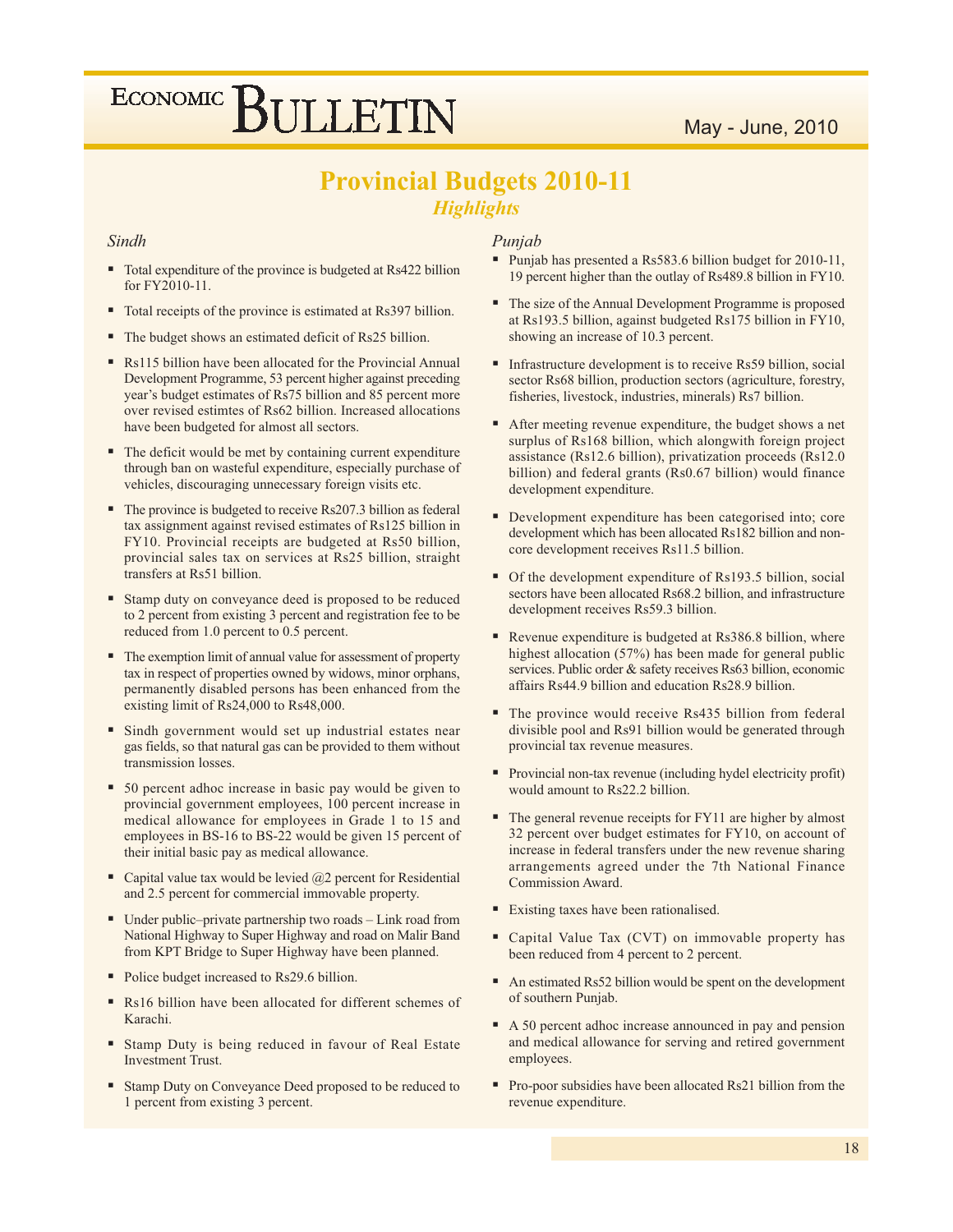# Provincial Budgets 2010-11

## *Highlights*

### *Sindh*

- Total expenditure of the province is budgeted at Rs422 billion for FY2010-11.
- Total receipts of the province is estimated at Rs397 billion.
- The budget shows an estimated deficit of Rs25 billion.
- Rs115 billion have been allocated for the Provincial Annual Development Programme, 53 percent higher against preceding year's budget estimates of Rs75 billion and 85 percent more over revised estimtes of Rs62 billion. Increased allocations have been budgeted for almost all sectors.
- The deficit would be met by containing current expenditure through ban on wasteful expenditure, especially purchase of vehicles, discouraging unnecessary foreign visits etc.
- The province is budgeted to receive Rs207.3 billion as federal tax assignment against revised estimates of Rs125 billion in FY10. Provincial receipts are budgeted at Rs50 billion, provincial sales tax on services at Rs25 billion, straight transfers at Rs51 billion.
- Stamp duty on conveyance deed is proposed to be reduced to 2 percent from existing 3 percent and registration fee to be reduced from 1.0 percent to 0.5 percent.
- The exemption limit of annual value for assessment of property tax in respect of properties owned by widows, minor orphans, permanently disabled persons has been enhanced from the existing limit of Rs24,000 to Rs48,000.
- Sindh government would set up industrial estates near gas fields, so that natural gas can be provided to them without transmission losses.
- 50 percent adhoc increase in basic pay would be given to provincial government employees, 100 percent increase in medical allowance for employees in Grade 1 to 15 and employees in BS-16 to BS-22 would be given 15 percent of their initial basic pay as medical allowance.
- Capital value tax would be levied @2 percent for Residential and 2.5 percent for commercial immovable property.
- Under public–private partnership two roads – Link road from National Highway to Super Highway and road on Malir Band from KPT Bridge to Super Highway have been planned.
- Police budget increased to Rs29.6 billion.
- Rs16 billion have been allocated for different schemes of Karachi.
- Stamp Duty is being reduced in favour of Real Estate Investment Trust.
- Stamp Duty on Conveyance Deed proposed to be reduced to 1 percent from existing 3 percent.

### *Punjab*

- Punjab has presented a Rs583.6 billion budget for 2010-11, 19 percent higher than the outlay of Rs489.8 billion in FY10.
- The size of the Annual Development Programme is proposed at Rs193.5 billion, against budgeted Rs175 billion in FY10, showing an increase of 10.3 percent.
- Infrastructure development is to receive Rs59 billion, social sector Rs68 billion, production sectors (agriculture, forestry, fisheries, livestock, industries, minerals) Rs7 billion.
- After meeting revenue expenditure, the budget shows a net surplus of Rs168 billion, which alongwith foreign project assistance (Rs12.6 billion), privatization proceeds (Rs12.0 billion) and federal grants (Rs0.67 billion) would finance development expenditure.
- Development expenditure has been categorised into; core development which has been allocated Rs182 billion and non-core development receives Rs11.5 billion.
- Of the development expenditure of Rs193.5 billion, social sectors have been allocated Rs68.2 billion, and infrastructure development receives Rs59.3 billion.
- Revenue expenditure is budgeted at Rs386.8 billion, where highest allocation (57%) has been made for general public services. Public order & safety receives Rs63 billion, economic affairs Rs44.9 billion and education Rs28.9 billion.
- The province would receive Rs435 billion from federal divisible pool and Rs91 billion would be generated through provincial tax revenue measures.
- Provincial non-tax revenue (including hydel electricity profit) would amount to Rs22.2 billion.
- The general revenue receipts for FY11 are higher by almost 32 percent over budget estimates for FY10, on account of increase in federal transfers under the new revenue sharing arrangements agreed under the 7th National Finance Commission Award.
- Existing taxes have been rationalised.
- Capital Value Tax (CVT) on immovable property has been reduced from 4 percent to 2 percent.
- An estimated Rs52 billion would be spent on the development of southern Punjab.
- A 50 percent adhoc increase announced in pay and pension and medical allowance for serving and retired government employees.
- Pro-poor subsidies have been allocated Rs21 billion from the revenue expenditure.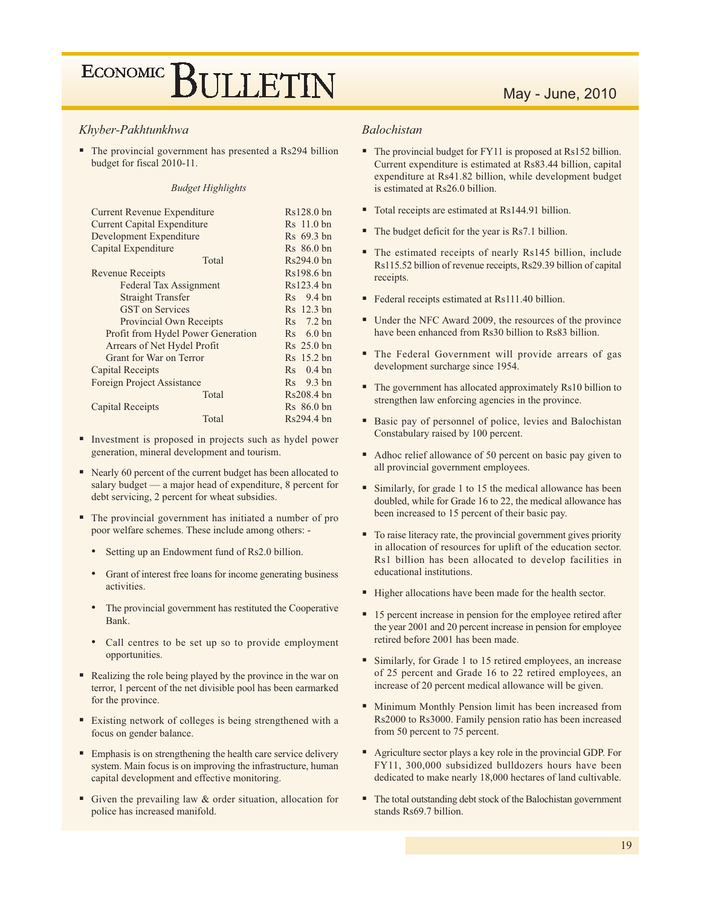## Khyber-Pakhtunkhwa

- The provincial government has presented a Rs294 billion budget for fiscal 2010-11.

*Budget Highlights*

| | |
|---|---|
| Current Revenue Expenditure | Rs128.0 bn |
| Current Capital Expenditure | Rs 11.0 bn |
| Development Expenditure | Rs 69.3 bn |
| Capital Expenditure | Rs 86.0 bn |
| Total | Rs294.0 bn |
| Revenue Receipts | Rs198.6 bn |
| Federal Tax Assignment | Rs123.4 bn |
| Straight Transfer | Rs 9.4 bn |
| GST on Services | Rs 12.3 bn |
| Provincial Own Receipts | Rs 7.2 bn |
| Profit from Hydel Power Generation | Rs 6.0 bn |
| Arrears of Net Hydel Profit | Rs 25.0 bn |
| Grant for War on Terror | Rs 15.2 bn |
| Capital Receipts | Rs 0.4 bn |
| Foreign Project Assistance | Rs 9.3 bn |
| Total | Rs208.4 bn |
| Capital Receipts | Rs 86.0 bn |
| Total | Rs294.4 bn |

- Investment is proposed in projects such as hydel power generation, mineral development and tourism.
- Nearly 60 percent of the current budget has been allocated to salary budget — a major head of expenditure, 8 percent for debt servicing, 2 percent for wheat subsidies.
- The provincial government has initiated a number of pro poor welfare schemes. These include among others: -
  - Setting up an Endowment fund of Rs2.0 billion.
  - Grant of interest free loans for income generating business activities.
  - The provincial government has restituted the Cooperative Bank.
  - Call centres to be set up so to provide employment opportunities.
- Realizing the role being played by the province in the war on terror, 1 percent of the net divisible pool has been earmarked for the province.
- Existing network of colleges is being strengthened with a focus on gender balance.
- Emphasis is on strengthening the health care service delivery system. Main focus is on improving the infrastructure, human capital development and effective monitoring.
- Given the prevailing law & order situation, allocation for police has increased manifold.

## Balochistan

- The provincial budget for FY11 is proposed at Rs152 billion. Current expenditure is estimated at Rs83.44 billion, capital expenditure at Rs41.82 billion, while development budget is estimated at Rs26.0 billion.
- Total receipts are estimated at Rs144.91 billion.
- The budget deficit for the year is Rs7.1 billion.
- The estimated receipts of nearly Rs145 billion, include Rs115.52 billion of revenue receipts, Rs29.39 billion of capital receipts.
- Federal receipts estimated at Rs111.40 billion.
- Under the NFC Award 2009, the resources of the province have been enhanced from Rs30 billion to Rs83 billion.
- The Federal Government will provide arrears of gas development surcharge since 1954.
- The government has allocated approximately Rs10 billion to strengthen law enforcing agencies in the province.
- Basic pay of personnel of police, levies and Balochistan Constabulary raised by 100 percent.
- Adhoc relief allowance of 50 percent on basic pay given to all provincial government employees.
- Similarly, for grade 1 to 15 the medical allowance has been doubled, while for Grade 16 to 22, the medical allowance has been increased to 15 percent of their basic pay.
- To raise literacy rate, the provincial government gives priority in allocation of resources for uplift of the education sector. Rs1 billion has been allocated to develop facilities in educational institutions.
- Higher allocations have been made for the health sector.
- 15 percent increase in pension for the employee retired after the year 2001 and 20 percent increase in pension for employee retired before 2001 has been made.
- Similarly, for Grade 1 to 15 retired employees, an increase of 25 percent and Grade 16 to 22 retired employees, an increase of 20 percent medical allowance will be given.
- Minimum Monthly Pension limit has been increased from Rs2000 to Rs3000. Family pension ratio has been increased from 50 percent to 75 percent.
- Agriculture sector plays a key role in the provincial GDP. For FY11, 300,000 subsidized bulldozers hours have been dedicated to make nearly 18,000 hectares of land cultivable.
- The total outstanding debt stock of the Balochistan government stands Rs69.7 billion.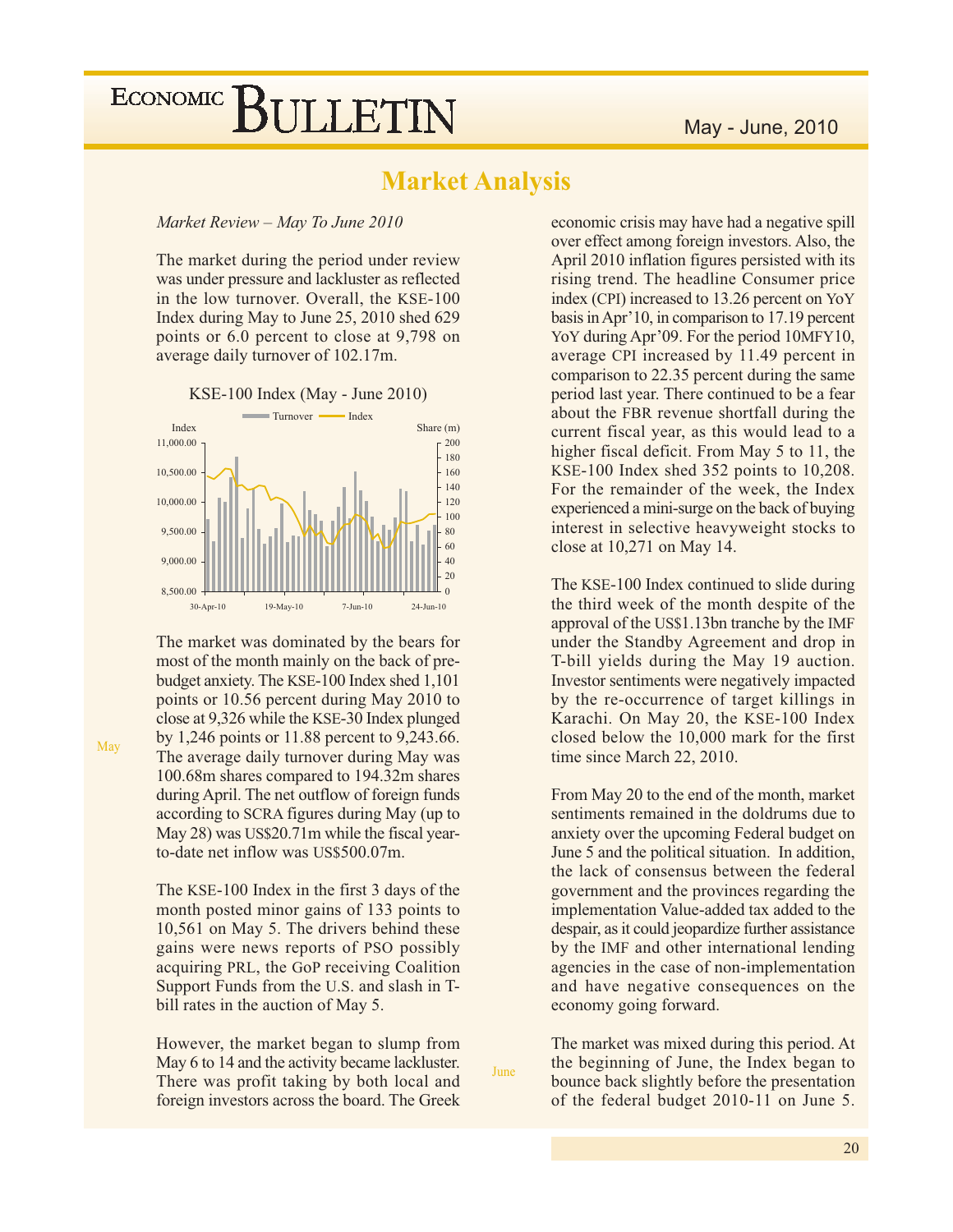# Market Analysis

*Market Review – May To June 2010*

The market during the period under review was under pressure and lackluster as reflected in the low turnover. Overall, the KSE-100 Index during May to June 25, 2010 shed 629 points or 6.0 percent to close at 9,798 on average daily turnover of 102.17m.

KSE-100 Index (May - June 2010)

The market was dominated by the bears for most of the month mainly on the back of pre-budget anxiety. The KSE-100 Index shed 1,101 points or 10.56 percent during May 2010 to close at 9,326 while the KSE-30 Index plunged by 1,246 points or 11.88 percent to 9,243.66. The average daily turnover during May was 100.68m shares compared to 194.32m shares during April. The net outflow of foreign funds according to SCRA figures during May (up to May 28) was US$20.71m while the fiscal year-to-date net inflow was US$500.07m.

May

The KSE-100 Index in the first 3 days of the month posted minor gains of 133 points to 10,561 on May 5. The drivers behind these gains were news reports of PSO possibly acquiring PRL, the GoP receiving Coalition Support Funds from the U.S. and slash in T-bill rates in the auction of May 5.

However, the market began to slump from May 6 to 14 and the activity became lackluster. There was profit taking by both local and foreign investors across the board. The Greek economic crisis may have had a negative spill over effect among foreign investors. Also, the April 2010 inflation figures persisted with its rising trend. The headline Consumer price index (CPI) increased to 13.26 percent on YoY basis in Apr'10, in comparison to 17.19 percent YoY during Apr'09. For the period 10MFY10, average CPI increased by 11.49 percent in comparison to 22.35 percent during the same period last year. There continued to be a fear about the FBR revenue shortfall during the current fiscal year, as this would lead to a higher fiscal deficit. From May 5 to 11, the KSE-100 Index shed 352 points to 10,208. For the remainder of the week, the Index experienced a mini-surge on the back of buying interest in selective heavyweight stocks to close at 10,271 on May 14.

The KSE-100 Index continued to slide during the third week of the month despite of the approval of the US$1.13bn tranche by the IMF under the Standby Agreement and drop in T-bill yields during the May 19 auction. Investor sentiments were negatively impacted by the re-occurrence of target killings in Karachi. On May 20, the KSE-100 Index closed below the 10,000 mark for the first time since March 22, 2010.

From May 20 to the end of the month, market sentiments remained in the doldrums due to anxiety over the upcoming Federal budget on June 5 and the political situation. In addition, the lack of consensus between the federal government and the provinces regarding the implementation Value-added tax added to the despair, as it could jeopardize further assistance by the IMF and other international lending agencies in the case of non-implementation and have negative consequences on the economy going forward.

June

The market was mixed during this period. At the beginning of June, the Index began to bounce back slightly before the presentation of the federal budget 2010-11 on June 5.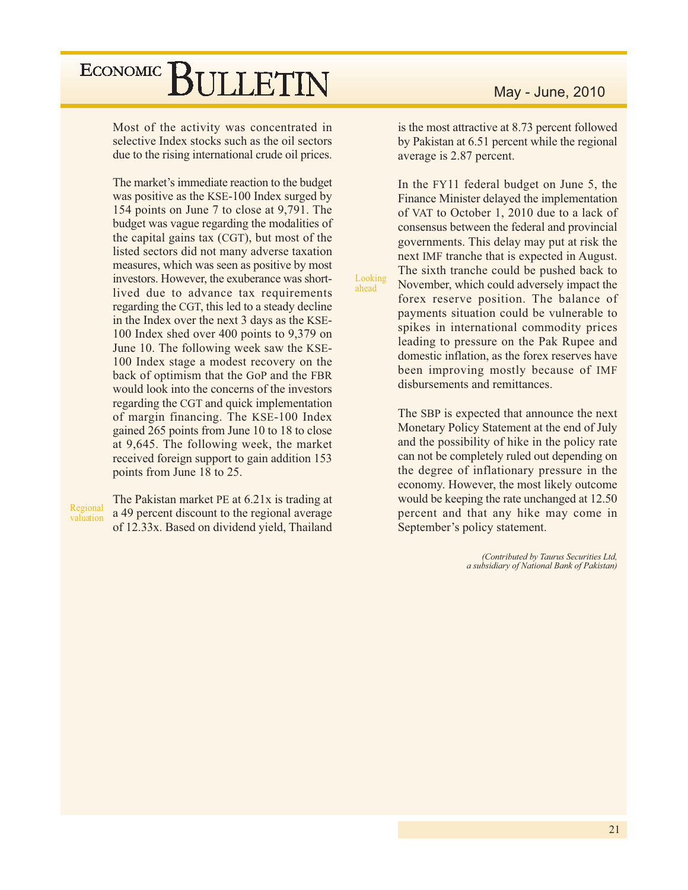Most of the activity was concentrated in selective Index stocks such as the oil sectors due to the rising international crude oil prices.

The market's immediate reaction to the budget was positive as the KSE-100 Index surged by 154 points on June 7 to close at 9,791. The budget was vague regarding the modalities of the capital gains tax (CGT), but most of the listed sectors did not many adverse taxation measures, which was seen as positive by most investors. However, the exuberance was short-lived due to advance tax requirements regarding the CGT, this led to a steady decline in the Index over the next 3 days as the KSE-100 Index shed over 400 points to 9,379 on June 10. The following week saw the KSE-100 Index stage a modest recovery on the back of optimism that the GoP and the FBR would look into the concerns of the investors regarding the CGT and quick implementation of margin financing. The KSE-100 Index gained 265 points from June 10 to 18 to close at 9,645. The following week, the market received foreign support to gain addition 153 points from June 18 to 25.

**Regional valuation**

The Pakistan market PE at 6.21x is trading at a 49 percent discount to the regional average of 12.33x. Based on dividend yield, Thailand is the most attractive at 8.73 percent followed by Pakistan at 6.51 percent while the regional average is 2.87 percent.

**Looking ahead**

In the FY11 federal budget on June 5, the Finance Minister delayed the implementation of VAT to October 1, 2010 due to a lack of consensus between the federal and provincial governments. This delay may put at risk the next IMF tranche that is expected in August. The sixth tranche could be pushed back to November, which could adversely impact the forex reserve position. The balance of payments situation could be vulnerable to spikes in international commodity prices leading to pressure on the Pak Rupee and domestic inflation, as the forex reserves have been improving mostly because of IMF disbursements and remittances.

The SBP is expected that announce the next Monetary Policy Statement at the end of July and the possibility of hike in the policy rate can not be completely ruled out depending on the degree of inflationary pressure in the economy. However, the most likely outcome would be keeping the rate unchanged at 12.50 percent and that any hike may come in September's policy statement.

*(Contributed by Taurus Securities Ltd, a subsidiary of National Bank of Pakistan)*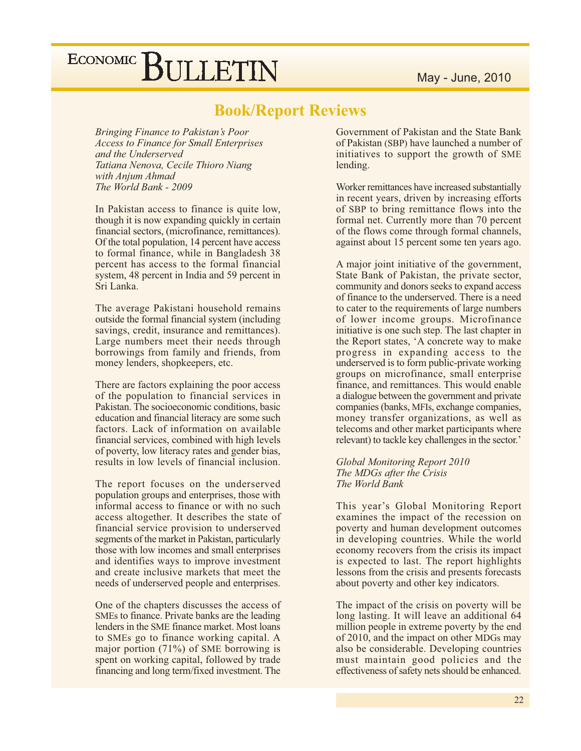## Book/Report Reviews

*Bringing Finance to Pakistan's Poor*
*Access to Finance for Small Enterprises and the Underserved*
*Tatiana Nenova, Cecile Thioro Niang with Anjum Ahmad*
*The World Bank - 2009*

In Pakistan access to finance is quite low, though it is now expanding quickly in certain financial sectors, (microfinance, remittances). Of the total population, 14 percent have access to formal finance, while in Bangladesh 38 percent has access to the formal financial system, 48 percent in India and 59 percent in Sri Lanka.

The average Pakistani household remains outside the formal financial system (including savings, credit, insurance and remittances). Large numbers meet their needs through borrowings from family and friends, from money lenders, shopkeepers, etc.

There are factors explaining the poor access of the population to financial services in Pakistan. The socioeconomic conditions, basic education and financial literacy are some such factors. Lack of information on available financial services, combined with high levels of poverty, low literacy rates and gender bias, results in low levels of financial inclusion.

The report focuses on the underserved population groups and enterprises, those with informal access to finance or with no such access altogether. It describes the state of financial service provision to underserved segments of the market in Pakistan, particularly those with low incomes and small enterprises and identifies ways to improve investment and create inclusive markets that meet the needs of underserved people and enterprises.

One of the chapters discusses the access of SMEs to finance. Private banks are the leading lenders in the SME finance market. Most loans to SMEs go to finance working capital. A major portion (71%) of SME borrowing is spent on working capital, followed by trade financing and long term/fixed investment. The Government of Pakistan and the State Bank of Pakistan (SBP) have launched a number of initiatives to support the growth of SME lending.

Worker remittances have increased substantially in recent years, driven by increasing efforts of SBP to bring remittance flows into the formal net. Currently more than 70 percent of the flows come through formal channels, against about 15 percent some ten years ago.

A major joint initiative of the government, State Bank of Pakistan, the private sector, community and donors seeks to expand access of finance to the underserved. There is a need to cater to the requirements of large numbers of lower income groups. Microfinance initiative is one such step. The last chapter in the Report states, 'A concrete way to make progress in expanding access to the underserved is to form public-private working groups on microfinance, small enterprise finance, and remittances. This would enable a dialogue between the government and private companies (banks, MFIs, exchange companies, money transfer organizations, as well as telecoms and other market participants where relevant) to tackle key challenges in the sector.'

*Global Monitoring Report 2010*
*The MDGs after the Crisis*
*The World Bank*

This year's Global Monitoring Report examines the impact of the recession on poverty and human development outcomes in developing countries. While the world economy recovers from the crisis its impact is expected to last. The report highlights lessons from the crisis and presents forecasts about poverty and other key indicators.

The impact of the crisis on poverty will be long lasting. It will leave an additional 64 million people in extreme poverty by the end of 2010, and the impact on other MDGs may also be considerable. Developing countries must maintain good policies and the effectiveness of safety nets should be enhanced.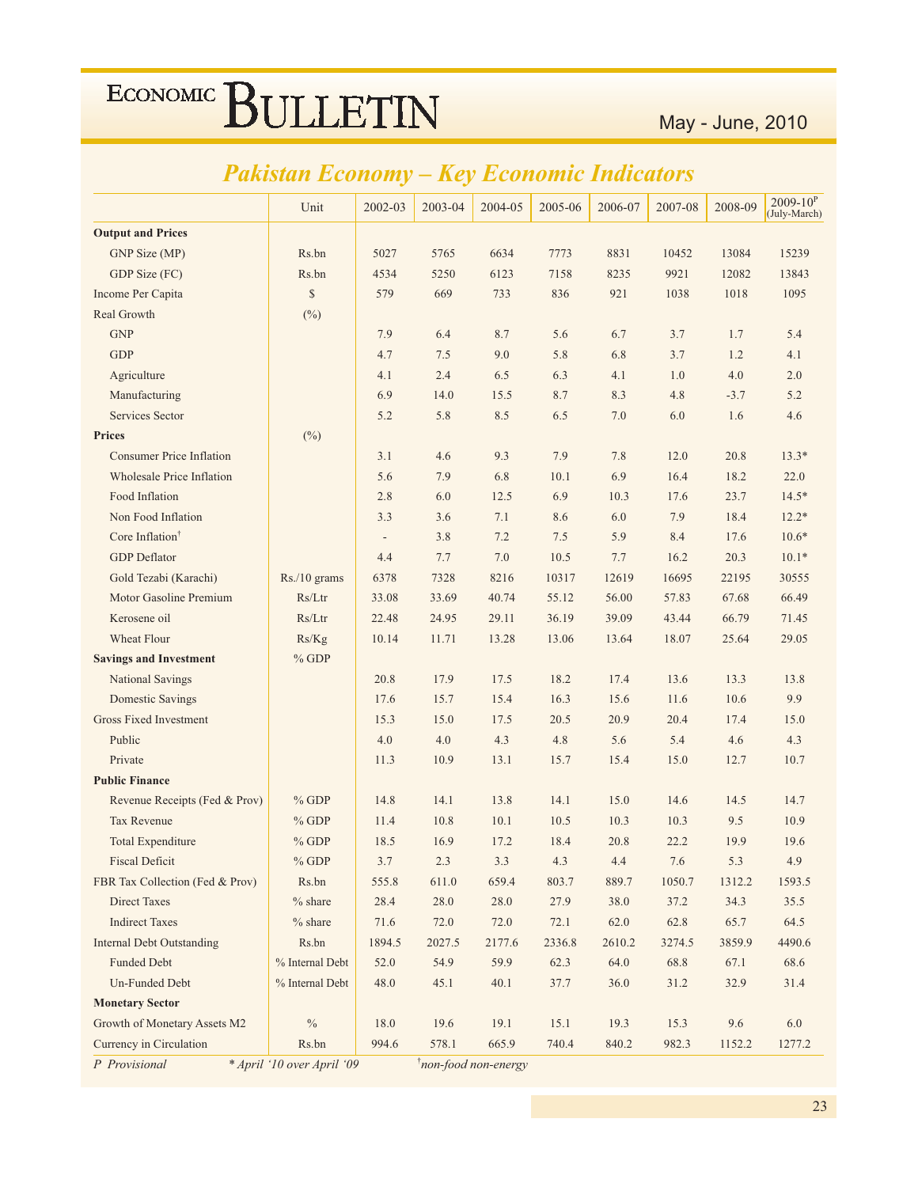## Pakistan Economy – Key Economic Indicators

| | Unit | 2002-03 | 2003-04 | 2004-05 | 2005-06 | 2006-07 | 2007-08 | 2008-09 | 2009-10$^{P}$ (July-March) |
|---|---|---|---|---|---|---|---|---|---|
| **Output and Prices** | | | | | | | | | |
| GNP Size (MP) | Rs.bn | 5027 | 5765 | 6634 | 7773 | 8831 | 10452 | 13084 | 15239 |
| GDP Size (FC) | Rs.bn | 4534 | 5250 | 6123 | 7158 | 8235 | 9921 | 12082 | 13843 |
| Income Per Capita | $ | 579 | 669 | 733 | 836 | 921 | 1038 | 1018 | 1095 |
| Real Growth | (%) | | | | | | | | |
| GNP | | 7.9 | 6.4 | 8.7 | 5.6 | 6.7 | 3.7 | 1.7 | 5.4 |
| GDP | | 4.7 | 7.5 | 9.0 | 5.8 | 6.8 | 3.7 | 1.2 | 4.1 |
| Agriculture | | 4.1 | 2.4 | 6.5 | 6.3 | 4.1 | 1.0 | 4.0 | 2.0 |
| Manufacturing | | 6.9 | 14.0 | 15.5 | 8.7 | 8.3 | 4.8 | -3.7 | 5.2 |
| Services Sector | | 5.2 | 5.8 | 8.5 | 6.5 | 7.0 | 6.0 | 1.6 | 4.6 |
| **Prices** | (%) | | | | | | | | |
| Consumer Price Inflation | | 3.1 | 4.6 | 9.3 | 7.9 | 7.8 | 12.0 | 20.8 | 13.3* |
| Wholesale Price Inflation | | 5.6 | 7.9 | 6.8 | 10.1 | 6.9 | 16.4 | 18.2 | 22.0 |
| Food Inflation | | 2.8 | 6.0 | 12.5 | 6.9 | 10.3 | 17.6 | 23.7 | 14.5* |
| Non Food Inflation | | 3.3 | 3.6 | 7.1 | 8.6 | 6.0 | 7.9 | 18.4 | 12.2* |
| Core Inflation† | | - | 3.8 | 7.2 | 7.5 | 5.9 | 8.4 | 17.6 | 10.6* |
| GDP Deflator | | 4.4 | 7.7 | 7.0 | 10.5 | 7.7 | 16.2 | 20.3 | 10.1* |
| Gold Tezabi (Karachi) | Rs./10 grams | 6378 | 7328 | 8216 | 10317 | 12619 | 16695 | 22195 | 30555 |
| Motor Gasoline Premium | Rs/Ltr | 33.08 | 33.69 | 40.74 | 55.12 | 56.00 | 57.83 | 67.68 | 66.49 |
| Kerosene oil | Rs/Ltr | 22.48 | 24.95 | 29.11 | 36.19 | 39.09 | 43.44 | 66.79 | 71.45 |
| Wheat Flour | Rs/Kg | 10.14 | 11.71 | 13.28 | 13.06 | 13.64 | 18.07 | 25.64 | 29.05 |
| **Savings and Investment** | % GDP | | | | | | | | |
| National Savings | | 20.8 | 17.9 | 17.5 | 18.2 | 17.4 | 13.6 | 13.3 | 13.8 |
| Domestic Savings | | 17.6 | 15.7 | 15.4 | 16.3 | 15.6 | 11.6 | 10.6 | 9.9 |
| Gross Fixed Investment | | 15.3 | 15.0 | 17.5 | 20.5 | 20.9 | 20.4 | 17.4 | 15.0 |
| Public | | 4.0 | 4.0 | 4.3 | 4.8 | 5.6 | 5.4 | 4.6 | 4.3 |
| Private | | 11.3 | 10.9 | 13.1 | 15.7 | 15.4 | 15.0 | 12.7 | 10.7 |
| **Public Finance** | | | | | | | | | |
| Revenue Receipts (Fed & Prov) | % GDP | 14.8 | 14.1 | 13.8 | 14.1 | 15.0 | 14.6 | 14.5 | 14.7 |
| Tax Revenue | % GDP | 11.4 | 10.8 | 10.1 | 10.5 | 10.3 | 10.3 | 9.5 | 10.9 |
| Total Expenditure | % GDP | 18.5 | 16.9 | 17.2 | 18.4 | 20.8 | 22.2 | 19.9 | 19.6 |
| Fiscal Deficit | % GDP | 3.7 | 2.3 | 3.3 | 4.3 | 4.4 | 7.6 | 5.3 | 4.9 |
| FBR Tax Collection (Fed & Prov) | Rs.bn | 555.8 | 611.0 | 659.4 | 803.7 | 889.7 | 1050.7 | 1312.2 | 1593.5 |
| Direct Taxes | % share | 28.4 | 28.0 | 28.0 | 27.9 | 38.0 | 37.2 | 34.3 | 35.5 |
| Indirect Taxes | % share | 71.6 | 72.0 | 72.0 | 72.1 | 62.0 | 62.8 | 65.7 | 64.5 |
| Internal Debt Outstanding | Rs.bn | 1894.5 | 2027.5 | 2177.6 | 2336.8 | 2610.2 | 3274.5 | 3859.9 | 4490.6 |
| Funded Debt | % Internal Debt | 52.0 | 54.9 | 59.9 | 62.3 | 64.0 | 68.8 | 67.1 | 68.6 |
| Un-Funded Debt | % Internal Debt | 48.0 | 45.1 | 40.1 | 37.7 | 36.0 | 31.2 | 32.9 | 31.4 |
| **Monetary Sector** | | | | | | | | | |
| Growth of Monetary Assets M2 | % | 18.0 | 19.6 | 19.1 | 15.1 | 19.3 | 15.3 | 9.6 | 6.0 |
| Currency in Circulation | Rs.bn | 994.6 | 578.1 | 665.9 | 740.4 | 840.2 | 982.3 | 1152.2 | 1277.2 |

*P Provisional* &nbsp;&nbsp;&nbsp; *\* April '10 over April '09* &nbsp;&nbsp;&nbsp; *† non-food non-energy*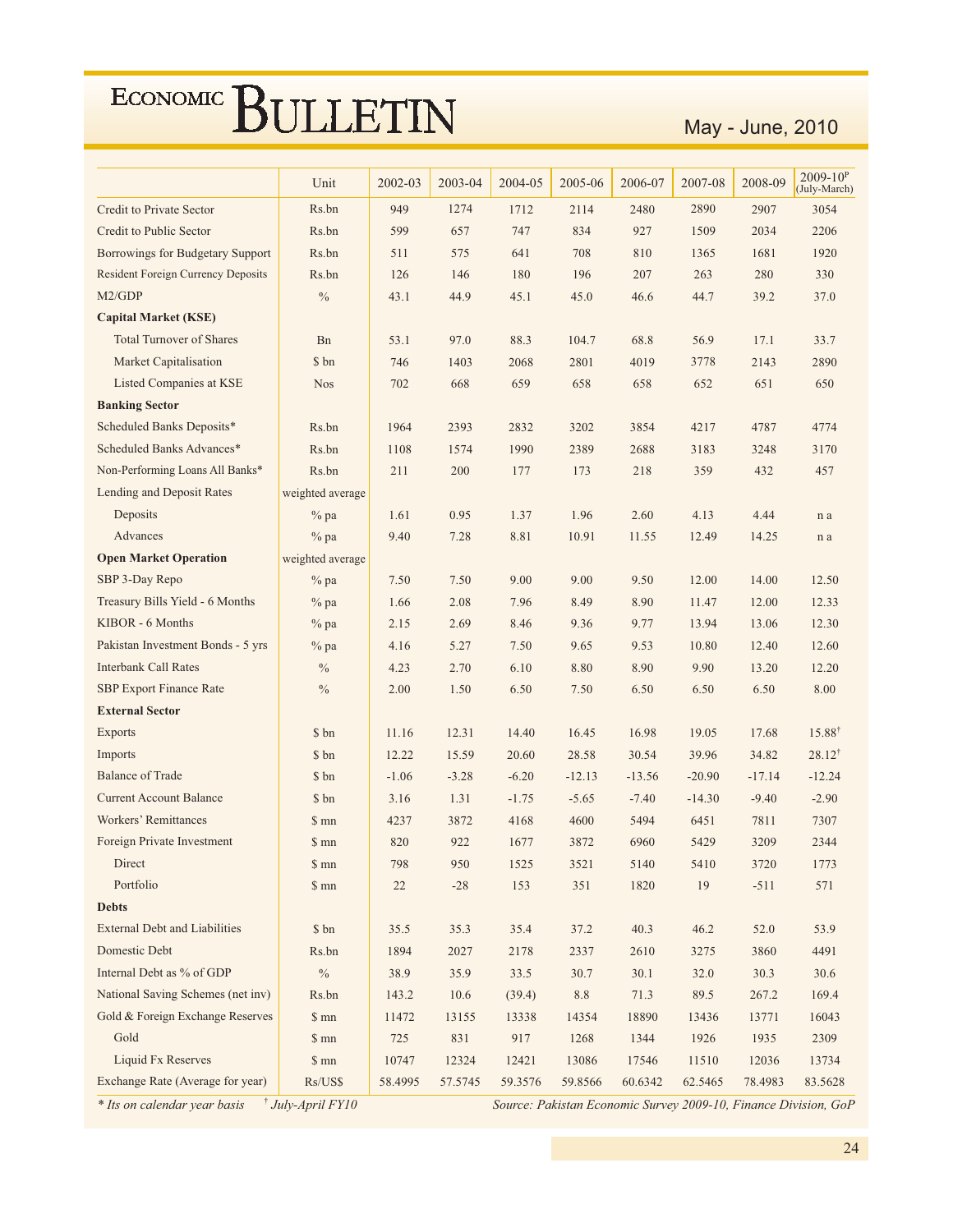| | Unit | 2002-03 | 2003-04 | 2004-05 | 2005-06 | 2006-07 | 2007-08 | 2008-09 | 2009-10[P] (July-March) |
|---|---|---|---|---|---|---|---|---|---|
| Credit to Private Sector | Rs.bn | 949 | 1274 | 1712 | 2114 | 2480 | 2890 | 2907 | 3054 |
| Credit to Public Sector | Rs.bn | 599 | 657 | 747 | 834 | 927 | 1509 | 2034 | 2206 |
| Borrowings for Budgetary Support | Rs.bn | 511 | 575 | 641 | 708 | 810 | 1365 | 1681 | 1920 |
| Resident Foreign Currency Deposits | Rs.bn | 126 | 146 | 180 | 196 | 207 | 263 | 280 | 330 |
| M2/GDP | % | 43.1 | 44.9 | 45.1 | 45.0 | 46.6 | 44.7 | 39.2 | 37.0 |
| **Capital Market (KSE)** | | | | | | | | | |
| Total Turnover of Shares | Bn | 53.1 | 97.0 | 88.3 | 104.7 | 68.8 | 56.9 | 17.1 | 33.7 |
| Market Capitalisation | $ bn | 746 | 1403 | 2068 | 2801 | 4019 | 3778 | 2143 | 2890 |
| Listed Companies at KSE | Nos | 702 | 668 | 659 | 658 | 658 | 652 | 651 | 650 |
| **Banking Sector** | | | | | | | | | |
| Scheduled Banks Deposits* | Rs.bn | 1964 | 2393 | 2832 | 3202 | 3854 | 4217 | 4787 | 4774 |
| Scheduled Banks Advances* | Rs.bn | 1108 | 1574 | 1990 | 2389 | 2688 | 3183 | 3248 | 3170 |
| Non-Performing Loans All Banks* | Rs.bn | 211 | 200 | 177 | 173 | 218 | 359 | 432 | 457 |
| Lending and Deposit Rates | weighted average | | | | | | | | |
| Deposits | % pa | 1.61 | 0.95 | 1.37 | 1.96 | 2.60 | 4.13 | 4.44 | n a |
| Advances | % pa | 9.40 | 7.28 | 8.81 | 10.91 | 11.55 | 12.49 | 14.25 | n a |
| **Open Market Operation** | weighted average | | | | | | | | |
| SBP 3-Day Repo | % pa | 7.50 | 7.50 | 9.00 | 9.00 | 9.50 | 12.00 | 14.00 | 12.50 |
| Treasury Bills Yield - 6 Months | % pa | 1.66 | 2.08 | 7.96 | 8.49 | 8.90 | 11.47 | 12.00 | 12.33 |
| KIBOR - 6 Months | % pa | 2.15 | 2.69 | 8.46 | 9.36 | 9.77 | 13.94 | 13.06 | 12.30 |
| Pakistan Investment Bonds - 5 yrs | % pa | 4.16 | 5.27 | 7.50 | 9.65 | 9.53 | 10.80 | 12.40 | 12.60 |
| Interbank Call Rates | % | 4.23 | 2.70 | 6.10 | 8.80 | 8.90 | 9.90 | 13.20 | 12.20 |
| SBP Export Finance Rate | % | 2.00 | 1.50 | 6.50 | 7.50 | 6.50 | 6.50 | 6.50 | 8.00 |
| **External Sector** | | | | | | | | | |
| Exports | $ bn | 11.16 | 12.31 | 14.40 | 16.45 | 16.98 | 19.05 | 17.68 | 15.88† |
| Imports | $ bn | 12.22 | 15.59 | 20.60 | 28.58 | 30.54 | 39.96 | 34.82 | 28.12† |
| Balance of Trade | $ bn | -1.06 | -3.28 | -6.20 | -12.13 | -13.56 | -20.90 | -17.14 | -12.24 |
| Current Account Balance | $ bn | 3.16 | 1.31 | -1.75 | -5.65 | -7.40 | -14.30 | -9.40 | -2.90 |
| Workers' Remittances | $ mn | 4237 | 3872 | 4168 | 4600 | 5494 | 6451 | 7811 | 7307 |
| Foreign Private Investment | $ mn | 820 | 922 | 1677 | 3872 | 6960 | 5429 | 3209 | 2344 |
| Direct | $ mn | 798 | 950 | 1525 | 3521 | 5140 | 5410 | 3720 | 1773 |
| Portfolio | $ mn | 22 | -28 | 153 | 351 | 1820 | 19 | -511 | 571 |
| **Debts** | | | | | | | | | |
| External Debt and Liabilities | $ bn | 35.5 | 35.3 | 35.4 | 37.2 | 40.3 | 46.2 | 52.0 | 53.9 |
| Domestic Debt | Rs.bn | 1894 | 2027 | 2178 | 2337 | 2610 | 3275 | 3860 | 4491 |
| Internal Debt as % of GDP | % | 38.9 | 35.9 | 33.5 | 30.7 | 30.1 | 32.0 | 30.3 | 30.6 |
| National Saving Schemes (net inv) | Rs.bn | 143.2 | 10.6 | (39.4) | 8.8 | 71.3 | 89.5 | 267.2 | 169.4 |
| Gold & Foreign Exchange Reserves | $ mn | 11472 | 13155 | 13338 | 14354 | 18890 | 13436 | 13771 | 16043 |
| Gold | $ mn | 725 | 831 | 917 | 1268 | 1344 | 1926 | 1935 | 2309 |
| Liquid Fx Reserves | $ mn | 10747 | 12324 | 12421 | 13086 | 17546 | 11510 | 12036 | 13734 |
| Exchange Rate (Average for year) | Rs/US$ | 58.4995 | 57.5745 | 59.3576 | 59.8566 | 60.6342 | 62.5465 | 78.4983 | 83.5628 |

*\* Its on calendar year basis* † *July-April FY10* *Source: Pakistan Economic Survey 2009-10, Finance Division, GoP*